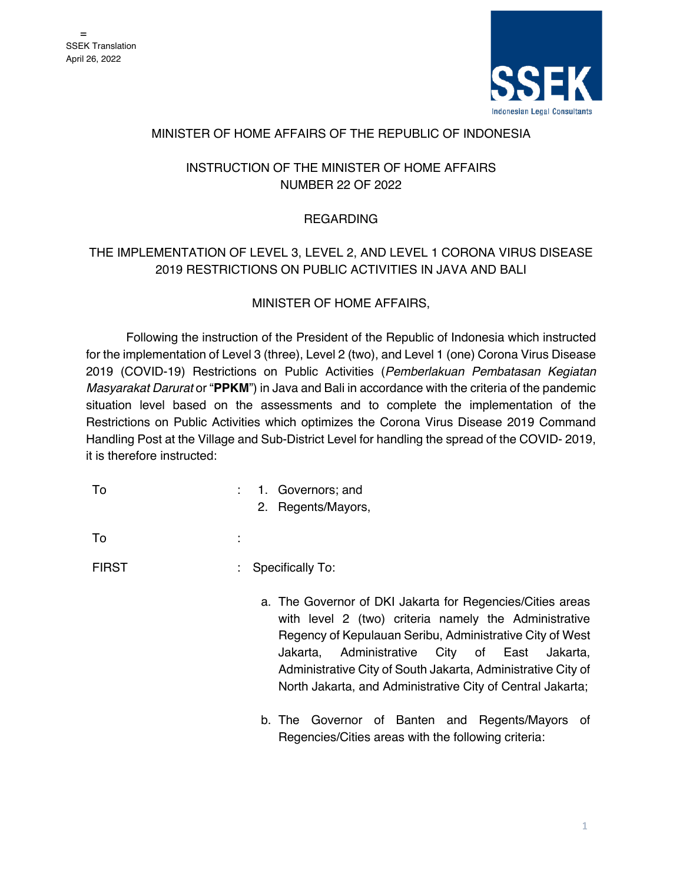=
SSEK Translation
April 26, 2022

SSEK Indonesian Legal Consultants

MINISTER OF HOME AFFAIRS OF THE REPUBLIC OF INDONESIA

INSTRUCTION OF THE MINISTER OF HOME AFFAIRS
NUMBER 22 OF 2022

REGARDING

THE IMPLEMENTATION OF LEVEL 3, LEVEL 2, AND LEVEL 1 CORONA VIRUS DISEASE 2019 RESTRICTIONS ON PUBLIC ACTIVITIES IN JAVA AND BALI

MINISTER OF HOME AFFAIRS,

Following the instruction of the President of the Republic of Indonesia which instructed for the implementation of Level 3 (three), Level 2 (two), and Level 1 (one) Corona Virus Disease 2019 (COVID-19) Restrictions on Public Activities (*Pemberlakuan Pembatasan Kegiatan Masyarakat Darurat* or "**PPKM**") in Java and Bali in accordance with the criteria of the pandemic situation level based on the assessments and to complete the implementation of the Restrictions on Public Activities which optimizes the Corona Virus Disease 2019 Command Handling Post at the Village and Sub-District Level for handling the spread of the COVID- 2019, it is therefore instructed:

To : 1. Governors; and
2. Regents/Mayors,

To :

FIRST : Specifically To:

a. The Governor of DKI Jakarta for Regencies/Cities areas with level 2 (two) criteria namely the Administrative Regency of Kepulauan Seribu, Administrative City of West Jakarta, Administrative City of East Jakarta, Administrative City of South Jakarta, Administrative City of North Jakarta, and Administrative City of Central Jakarta;

b. The Governor of Banten and Regents/Mayors of Regencies/Cities areas with the following criteria: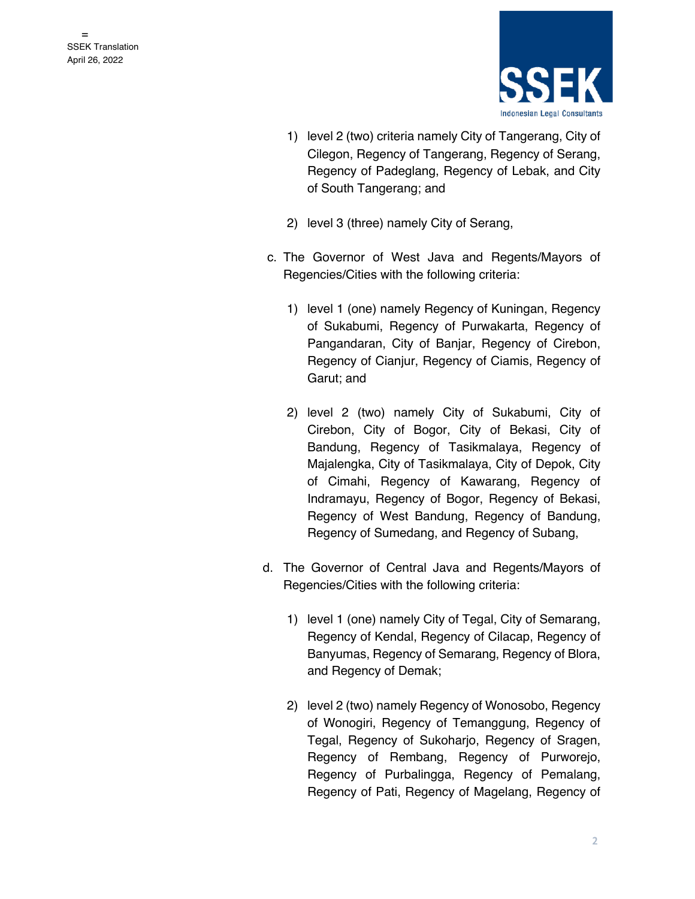1) level 2 (two) criteria namely City of Tangerang, City of Cilegon, Regency of Tangerang, Regency of Serang, Regency of Padeglang, Regency of Lebak, and City of South Tangerang; and

2) level 3 (three) namely City of Serang,

c. The Governor of West Java and Regents/Mayors of Regencies/Cities with the following criteria:

1) level 1 (one) namely Regency of Kuningan, Regency of Sukabumi, Regency of Purwakarta, Regency of Pangandaran, City of Banjar, Regency of Cirebon, Regency of Cianjur, Regency of Ciamis, Regency of Garut; and

2) level 2 (two) namely City of Sukabumi, City of Cirebon, City of Bogor, City of Bekasi, City of Bandung, Regency of Tasikmalaya, Regency of Majalengka, City of Tasikmalaya, City of Depok, City of Cimahi, Regency of Kawarang, Regency of Indramayu, Regency of Bogor, Regency of Bekasi, Regency of West Bandung, Regency of Bandung, Regency of Sumedang, and Regency of Subang,

d. The Governor of Central Java and Regents/Mayors of Regencies/Cities with the following criteria:

1) level 1 (one) namely City of Tegal, City of Semarang, Regency of Kendal, Regency of Cilacap, Regency of Banyumas, Regency of Semarang, Regency of Blora, and Regency of Demak;

2) level 2 (two) namely Regency of Wonosobo, Regency of Wonogiri, Regency of Temanggung, Regency of Tegal, Regency of Sukoharjo, Regency of Sragen, Regency of Rembang, Regency of Purworejo, Regency of Purbalingga, Regency of Pemalang, Regency of Pati, Regency of Magelang, Regency of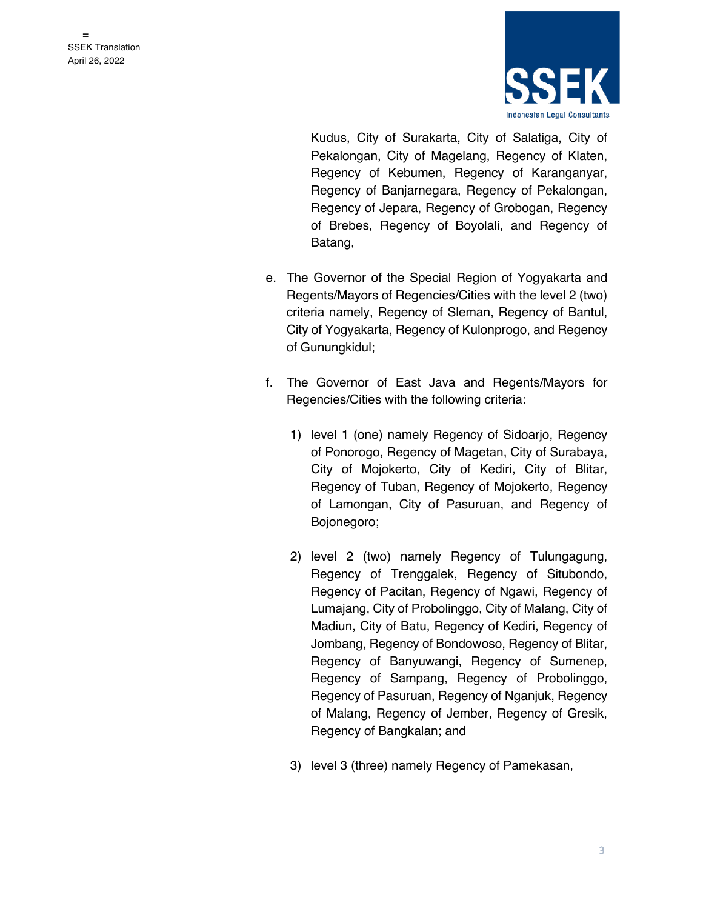Kudus, City of Surakarta, City of Salatiga, City of Pekalongan, City of Magelang, Regency of Klaten, Regency of Kebumen, Regency of Karanganyar, Regency of Banjarnegara, Regency of Pekalongan, Regency of Jepara, Regency of Grobogan, Regency of Brebes, Regency of Boyolali, and Regency of Batang,

e. The Governor of the Special Region of Yogyakarta and Regents/Mayors of Regencies/Cities with the level 2 (two) criteria namely, Regency of Sleman, Regency of Bantul, City of Yogyakarta, Regency of Kulonprogo, and Regency of Gunungkidul;

f. The Governor of East Java and Regents/Mayors for Regencies/Cities with the following criteria:

   1) level 1 (one) namely Regency of Sidoarjo, Regency of Ponorogo, Regency of Magetan, City of Surabaya, City of Mojokerto, City of Kediri, City of Blitar, Regency of Tuban, Regency of Mojokerto, Regency of Lamongan, City of Pasuruan, and Regency of Bojonegoro;

   2) level 2 (two) namely Regency of Tulungagung, Regency of Trenggalek, Regency of Situbondo, Regency of Pacitan, Regency of Ngawi, Regency of Lumajang, City of Probolinggo, City of Malang, City of Madiun, City of Batu, Regency of Kediri, Regency of Jombang, Regency of Bondowoso, Regency of Blitar, Regency of Banyuwangi, Regency of Sumenep, Regency of Sampang, Regency of Probolinggo, Regency of Pasuruan, Regency of Nganjuk, Regency of Malang, Regency of Jember, Regency of Gresik, Regency of Bangkalan; and

   3) level 3 (three) namely Regency of Pamekasan,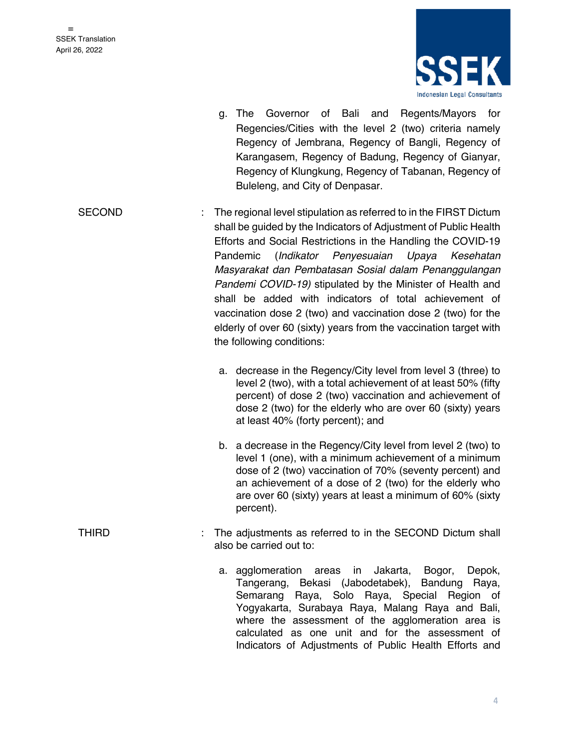g. The Governor of Bali and Regents/Mayors for Regencies/Cities with the level 2 (two) criteria namely Regency of Jembrana, Regency of Bangli, Regency of Karangasem, Regency of Badung, Regency of Gianyar, Regency of Klungkung, Regency of Tabanan, Regency of Buleleng, and City of Denpasar.

SECOND : The regional level stipulation as referred to in the FIRST Dictum shall be guided by the Indicators of Adjustment of Public Health Efforts and Social Restrictions in the Handling the COVID-19 Pandemic (*Indikator Penyesuaian Upaya Kesehatan Masyarakat dan Pembatasan Sosial dalam Penanggulangan Pandemi COVID-19)* stipulated by the Minister of Health and shall be added with indicators of total achievement of vaccination dose 2 (two) and vaccination dose 2 (two) for the elderly of over 60 (sixty) years from the vaccination target with the following conditions:

a. decrease in the Regency/City level from level 3 (three) to level 2 (two), with a total achievement of at least 50% (fifty percent) of dose 2 (two) vaccination and achievement of dose 2 (two) for the elderly who are over 60 (sixty) years at least 40% (forty percent); and

b. a decrease in the Regency/City level from level 2 (two) to level 1 (one), with a minimum achievement of a minimum dose of 2 (two) vaccination of 70% (seventy percent) and an achievement of a dose of 2 (two) for the elderly who are over 60 (sixty) years at least a minimum of 60% (sixty percent).

THIRD : The adjustments as referred to in the SECOND Dictum shall also be carried out to:

a. agglomeration areas in Jakarta, Bogor, Depok, Tangerang, Bekasi (Jabodetabek), Bandung Raya, Semarang Raya, Solo Raya, Special Region of Yogyakarta, Surabaya Raya, Malang Raya and Bali, where the assessment of the agglomeration area is calculated as one unit and for the assessment of Indicators of Adjustments of Public Health Efforts and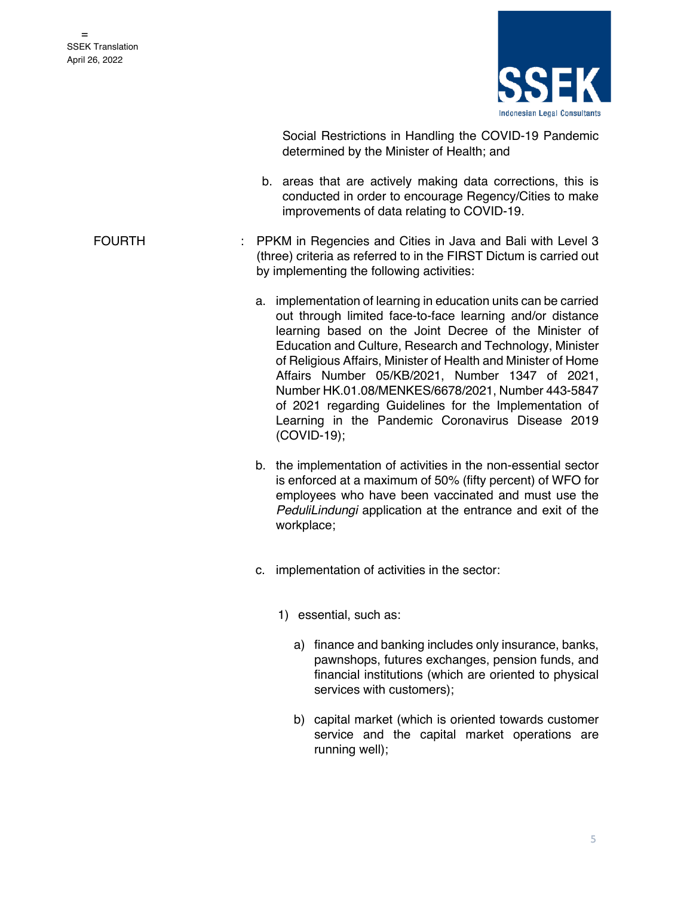Social Restrictions in Handling the COVID-19 Pandemic determined by the Minister of Health; and

b. areas that are actively making data corrections, this is conducted in order to encourage Regency/Cities to make improvements of data relating to COVID-19.

FOURTH : PPKM in Regencies and Cities in Java and Bali with Level 3 (three) criteria as referred to in the FIRST Dictum is carried out by implementing the following activities:

a. implementation of learning in education units can be carried out through limited face-to-face learning and/or distance learning based on the Joint Decree of the Minister of Education and Culture, Research and Technology, Minister of Religious Affairs, Minister of Health and Minister of Home Affairs Number 05/KB/2021, Number 1347 of 2021, Number HK.01.08/MENKES/6678/2021, Number 443-5847 of 2021 regarding Guidelines for the Implementation of Learning in the Pandemic Coronavirus Disease 2019 (COVID-19);

b. the implementation of activities in the non-essential sector is enforced at a maximum of 50% (fifty percent) of WFO for employees who have been vaccinated and must use the *PeduliLindungi* application at the entrance and exit of the workplace;

c. implementation of activities in the sector:

1) essential, such as:

a) finance and banking includes only insurance, banks, pawnshops, futures exchanges, pension funds, and financial institutions (which are oriented to physical services with customers);

b) capital market (which is oriented towards customer service and the capital market operations are running well);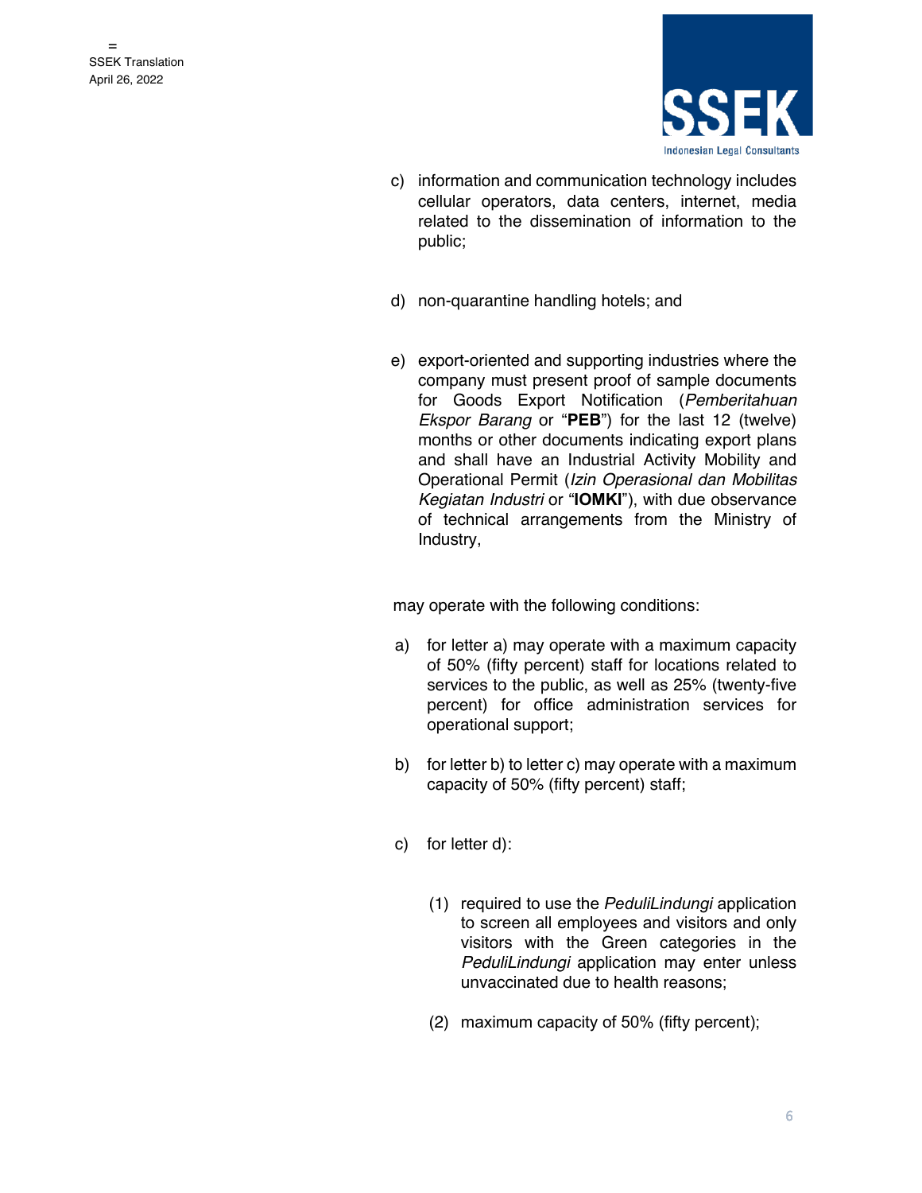c) information and communication technology includes cellular operators, data centers, internet, media related to the dissemination of information to the public;

d) non-quarantine handling hotels; and

e) export-oriented and supporting industries where the company must present proof of sample documents for Goods Export Notification (*Pemberitahuan Ekspor Barang* or "**PEB**") for the last 12 (twelve) months or other documents indicating export plans and shall have an Industrial Activity Mobility and Operational Permit (*Izin Operasional dan Mobilitas Kegiatan Industri* or "**IOMKI**"), with due observance of technical arrangements from the Ministry of Industry,

may operate with the following conditions:

a) for letter a) may operate with a maximum capacity of 50% (fifty percent) staff for locations related to services to the public, as well as 25% (twenty-five percent) for office administration services for operational support;

b) for letter b) to letter c) may operate with a maximum capacity of 50% (fifty percent) staff;

c) for letter d):

   (1) required to use the *PeduliLindungi* application to screen all employees and visitors and only visitors with the Green categories in the *PeduliLindungi* application may enter unless unvaccinated due to health reasons;

   (2) maximum capacity of 50% (fifty percent);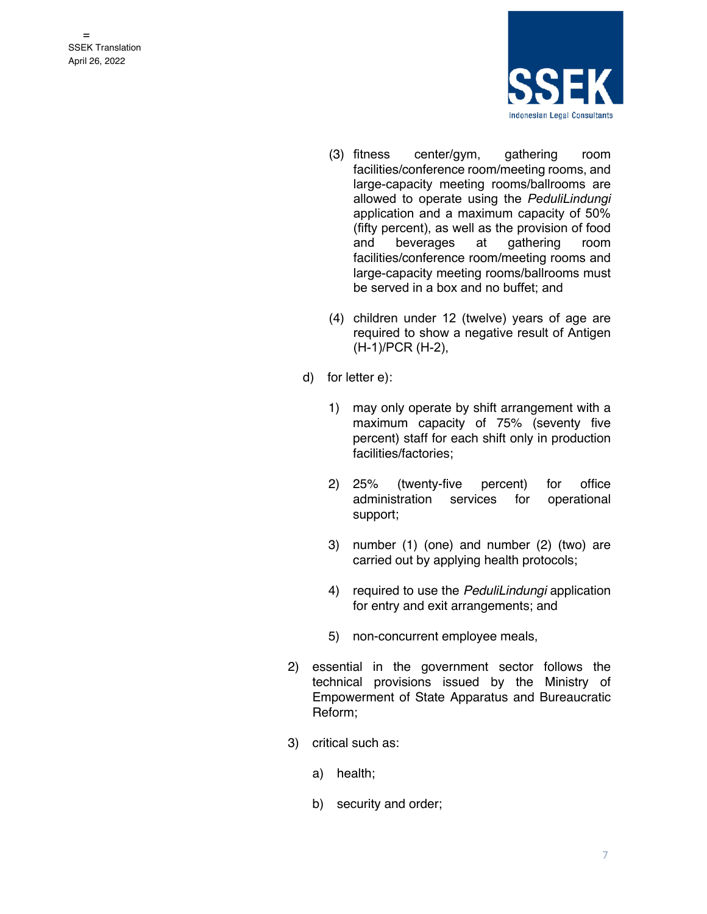(3) fitness center/gym, gathering room facilities/conference room/meeting rooms, and large-capacity meeting rooms/ballrooms are allowed to operate using the *PeduliLindungi* application and a maximum capacity of 50% (fifty percent), as well as the provision of food and beverages at gathering room facilities/conference room/meeting rooms and large-capacity meeting rooms/ballrooms must be served in a box and no buffet; and

(4) children under 12 (twelve) years of age are required to show a negative result of Antigen (H-1)/PCR (H-2),

d) for letter e):

1) may only operate by shift arrangement with a maximum capacity of 75% (seventy five percent) staff for each shift only in production facilities/factories;

2) 25% (twenty-five percent) for office administration services for operational support;

3) number (1) (one) and number (2) (two) are carried out by applying health protocols;

4) required to use the *PeduliLindungi* application for entry and exit arrangements; and

5) non-concurrent employee meals,

2) essential in the government sector follows the technical provisions issued by the Ministry of Empowerment of State Apparatus and Bureaucratic Reform;

3) critical such as:

a) health;

b) security and order;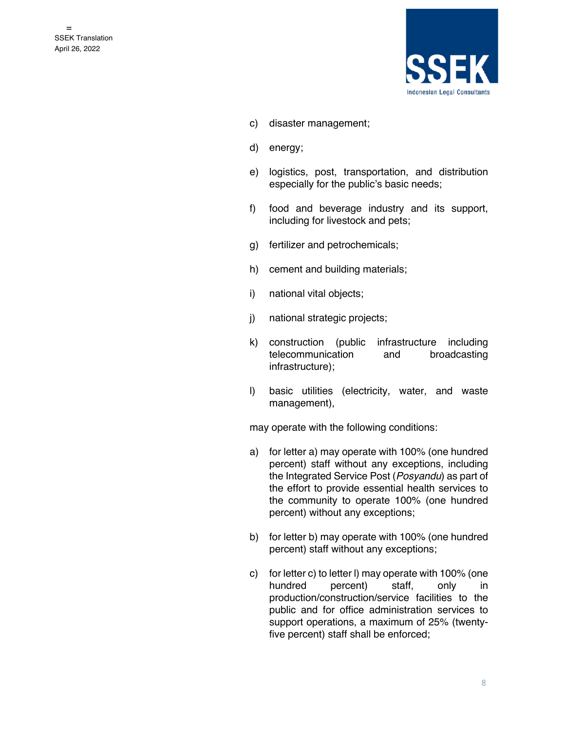c) disaster management;

d) energy;

e) logistics, post, transportation, and distribution especially for the public's basic needs;

f) food and beverage industry and its support, including for livestock and pets;

g) fertilizer and petrochemicals;

h) cement and building materials;

i) national vital objects;

j) national strategic projects;

k) construction (public infrastructure including telecommunication and broadcasting infrastructure);

l) basic utilities (electricity, water, and waste management),

may operate with the following conditions:

a) for letter a) may operate with 100% (one hundred percent) staff without any exceptions, including the Integrated Service Post (*Posyandu*) as part of the effort to provide essential health services to the community to operate 100% (one hundred percent) without any exceptions;

b) for letter b) may operate with 100% (one hundred percent) staff without any exceptions;

c) for letter c) to letter l) may operate with 100% (one hundred percent) staff, only in production/construction/service facilities to the public and for office administration services to support operations, a maximum of 25% (twenty-five percent) staff shall be enforced;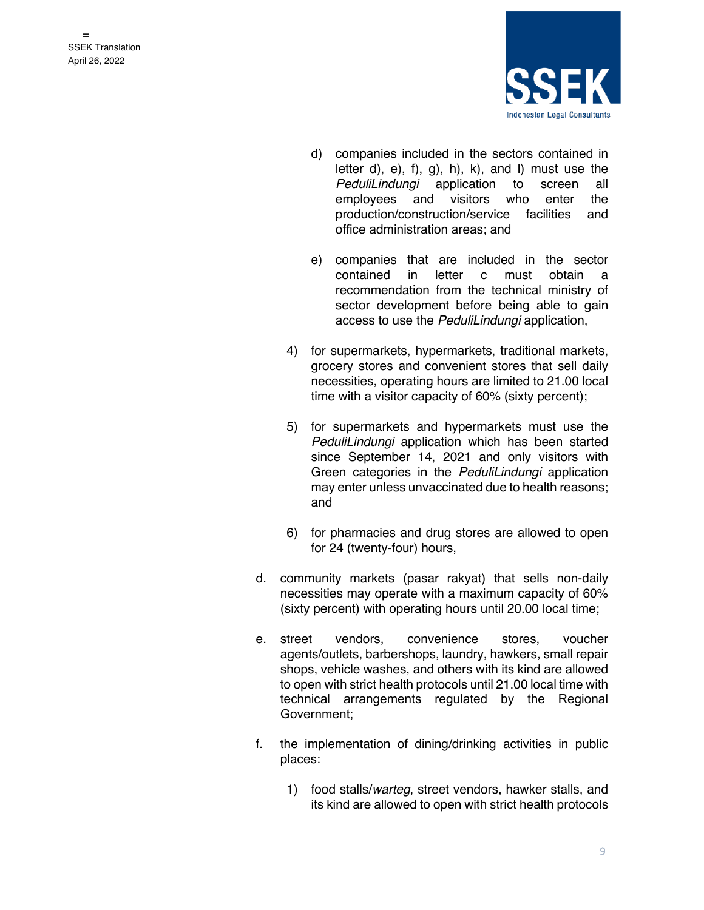d) companies included in the sectors contained in letter d), e), f), g), h), k), and l) must use the *PeduliLindungi* application to screen all employees and visitors who enter the production/construction/service facilities and office administration areas; and

e) companies that are included in the sector contained in letter c must obtain a recommendation from the technical ministry of sector development before being able to gain access to use the *PeduliLindungi* application,

4) for supermarkets, hypermarkets, traditional markets, grocery stores and convenient stores that sell daily necessities, operating hours are limited to 21.00 local time with a visitor capacity of 60% (sixty percent);

5) for supermarkets and hypermarkets must use the *PeduliLindungi* application which has been started since September 14, 2021 and only visitors with Green categories in the *PeduliLindungi* application may enter unless unvaccinated due to health reasons; and

6) for pharmacies and drug stores are allowed to open for 24 (twenty-four) hours,

d. community markets (pasar rakyat) that sells non-daily necessities may operate with a maximum capacity of 60% (sixty percent) with operating hours until 20.00 local time;

e. street vendors, convenience stores, voucher agents/outlets, barbershops, laundry, hawkers, small repair shops, vehicle washes, and others with its kind are allowed to open with strict health protocols until 21.00 local time with technical arrangements regulated by the Regional Government;

f. the implementation of dining/drinking activities in public places:

1) food stalls/*warteg*, street vendors, hawker stalls, and its kind are allowed to open with strict health protocols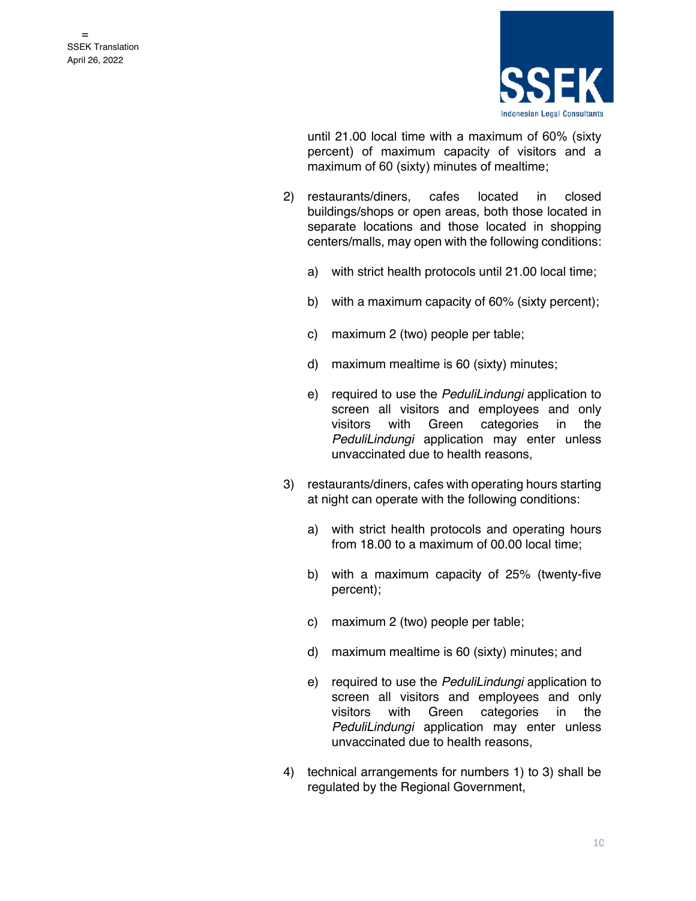until 21.00 local time with a maximum of 60% (sixty percent) of maximum capacity of visitors and a maximum of 60 (sixty) minutes of mealtime;

2) restaurants/diners, cafes located in closed buildings/shops or open areas, both those located in separate locations and those located in shopping centers/malls, may open with the following conditions:

   a) with strict health protocols until 21.00 local time;

   b) with a maximum capacity of 60% (sixty percent);

   c) maximum 2 (two) people per table;

   d) maximum mealtime is 60 (sixty) minutes;

   e) required to use the *PeduliLindungi* application to screen all visitors and employees and only visitors with Green categories in the *PeduliLindungi* application may enter unless unvaccinated due to health reasons,

3) restaurants/diners, cafes with operating hours starting at night can operate with the following conditions:

   a) with strict health protocols and operating hours from 18.00 to a maximum of 00.00 local time;

   b) with a maximum capacity of 25% (twenty-five percent);

   c) maximum 2 (two) people per table;

   d) maximum mealtime is 60 (sixty) minutes; and

   e) required to use the *PeduliLindungi* application to screen all visitors and employees and only visitors with Green categories in the *PeduliLindungi* application may enter unless unvaccinated due to health reasons,

4) technical arrangements for numbers 1) to 3) shall be regulated by the Regional Government,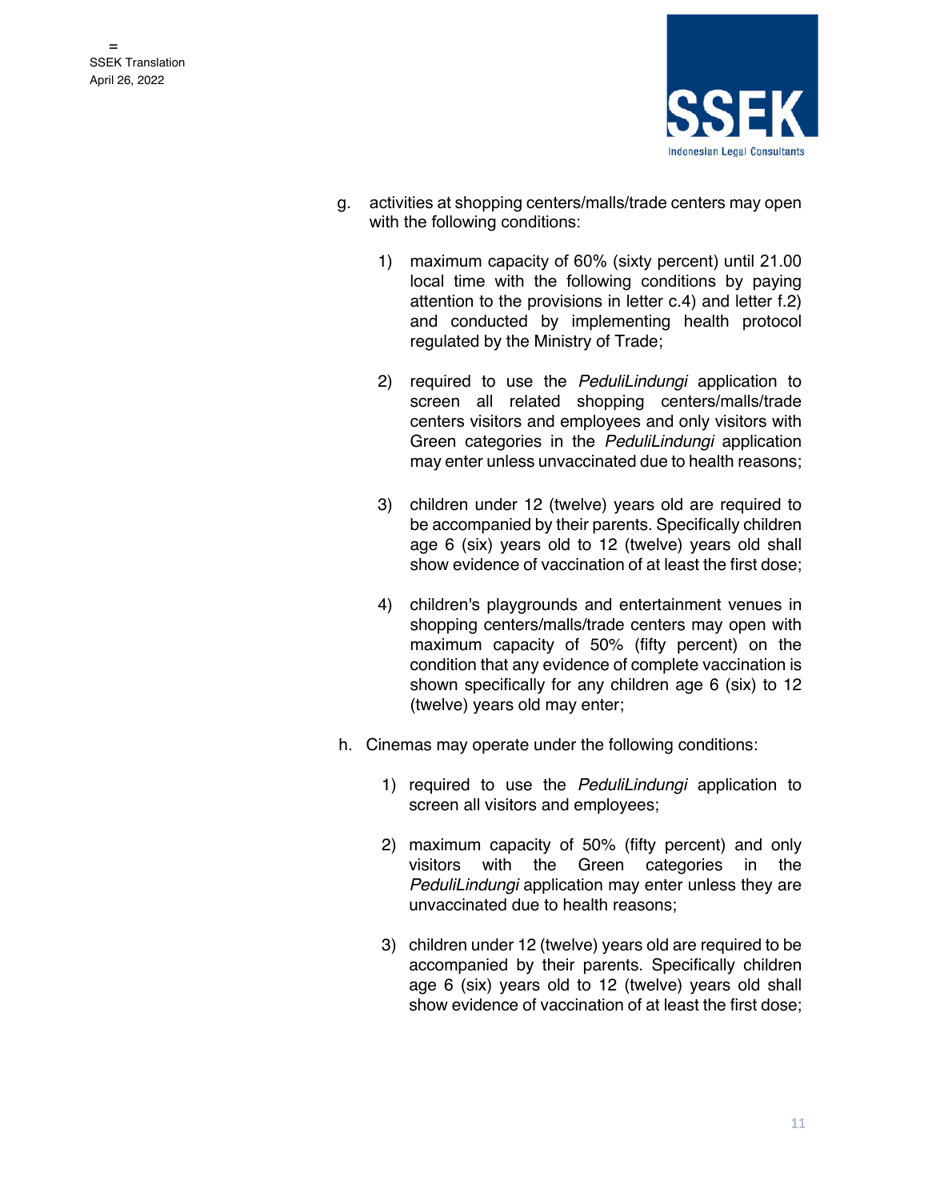g. activities at shopping centers/malls/trade centers may open with the following conditions:

   1) maximum capacity of 60% (sixty percent) until 21.00 local time with the following conditions by paying attention to the provisions in letter c.4) and letter f.2) and conducted by implementing health protocol regulated by the Ministry of Trade;

   2) required to use the *PeduliLindungi* application to screen all related shopping centers/malls/trade centers visitors and employees and only visitors with Green categories in the *PeduliLindungi* application may enter unless unvaccinated due to health reasons;

   3) children under 12 (twelve) years old are required to be accompanied by their parents. Specifically children age 6 (six) years old to 12 (twelve) years old shall show evidence of vaccination of at least the first dose;

   4) children's playgrounds and entertainment venues in shopping centers/malls/trade centers may open with maximum capacity of 50% (fifty percent) on the condition that any evidence of complete vaccination is shown specifically for any children age 6 (six) to 12 (twelve) years old may enter;

h. Cinemas may operate under the following conditions:

   1) required to use the *PeduliLindungi* application to screen all visitors and employees;

   2) maximum capacity of 50% (fifty percent) and only visitors with the Green categories in the *PeduliLindungi* application may enter unless they are unvaccinated due to health reasons;

   3) children under 12 (twelve) years old are required to be accompanied by their parents. Specifically children age 6 (six) years old to 12 (twelve) years old shall show evidence of vaccination of at least the first dose;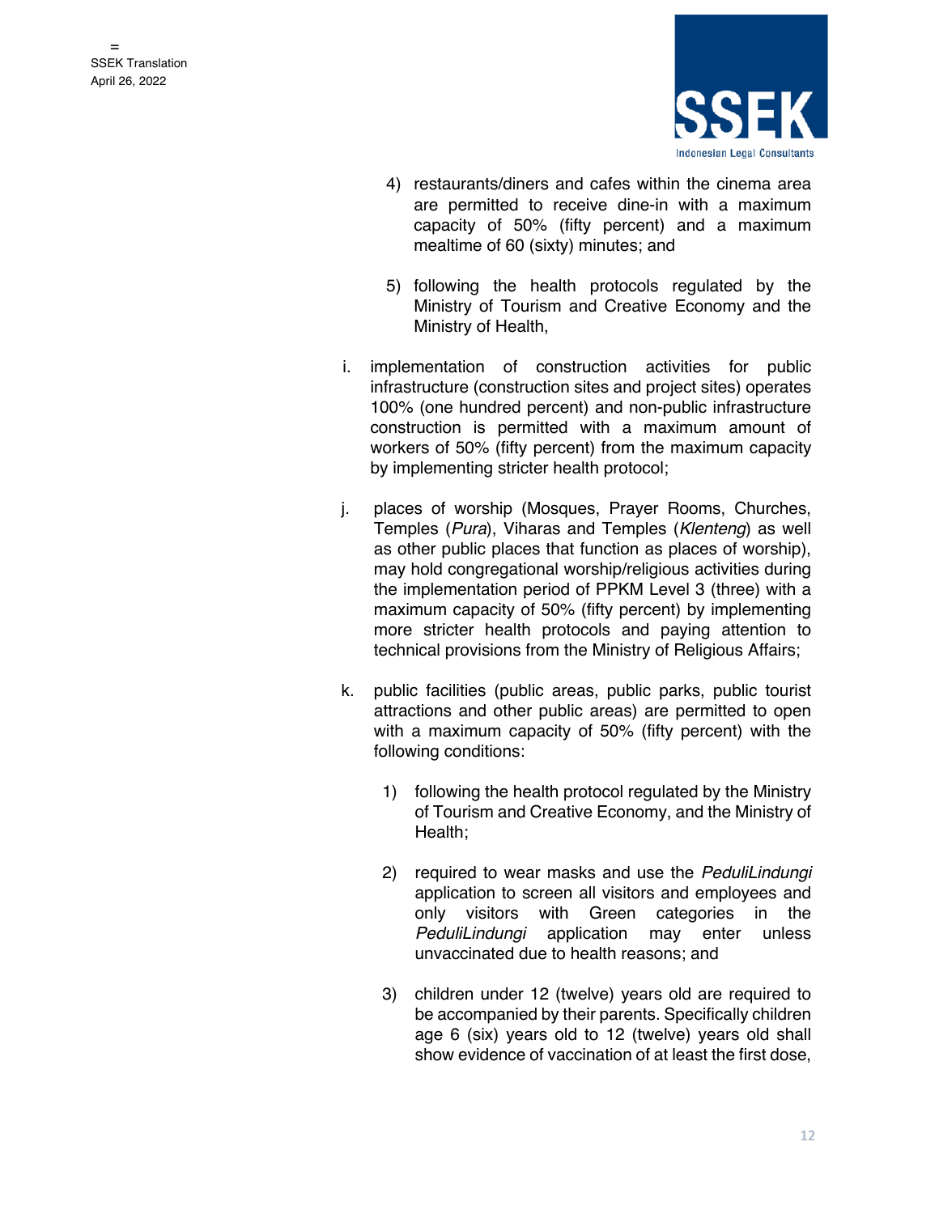4) restaurants/diners and cafes within the cinema area are permitted to receive dine-in with a maximum capacity of 50% (fifty percent) and a maximum mealtime of 60 (sixty) minutes; and

5) following the health protocols regulated by the Ministry of Tourism and Creative Economy and the Ministry of Health,

i. implementation of construction activities for public infrastructure (construction sites and project sites) operates 100% (one hundred percent) and non-public infrastructure construction is permitted with a maximum amount of workers of 50% (fifty percent) from the maximum capacity by implementing stricter health protocol;

j. places of worship (Mosques, Prayer Rooms, Churches, Temples (*Pura*), Viharas and Temples (*Klenteng*) as well as other public places that function as places of worship), may hold congregational worship/religious activities during the implementation period of PPKM Level 3 (three) with a maximum capacity of 50% (fifty percent) by implementing more stricter health protocols and paying attention to technical provisions from the Ministry of Religious Affairs;

k. public facilities (public areas, public parks, public tourist attractions and other public areas) are permitted to open with a maximum capacity of 50% (fifty percent) with the following conditions:

1) following the health protocol regulated by the Ministry of Tourism and Creative Economy, and the Ministry of Health;

2) required to wear masks and use the *PeduliLindungi* application to screen all visitors and employees and only visitors with Green categories in the *PeduliLindungi* application may enter unless unvaccinated due to health reasons; and

3) children under 12 (twelve) years old are required to be accompanied by their parents. Specifically children age 6 (six) years old to 12 (twelve) years old shall show evidence of vaccination of at least the first dose,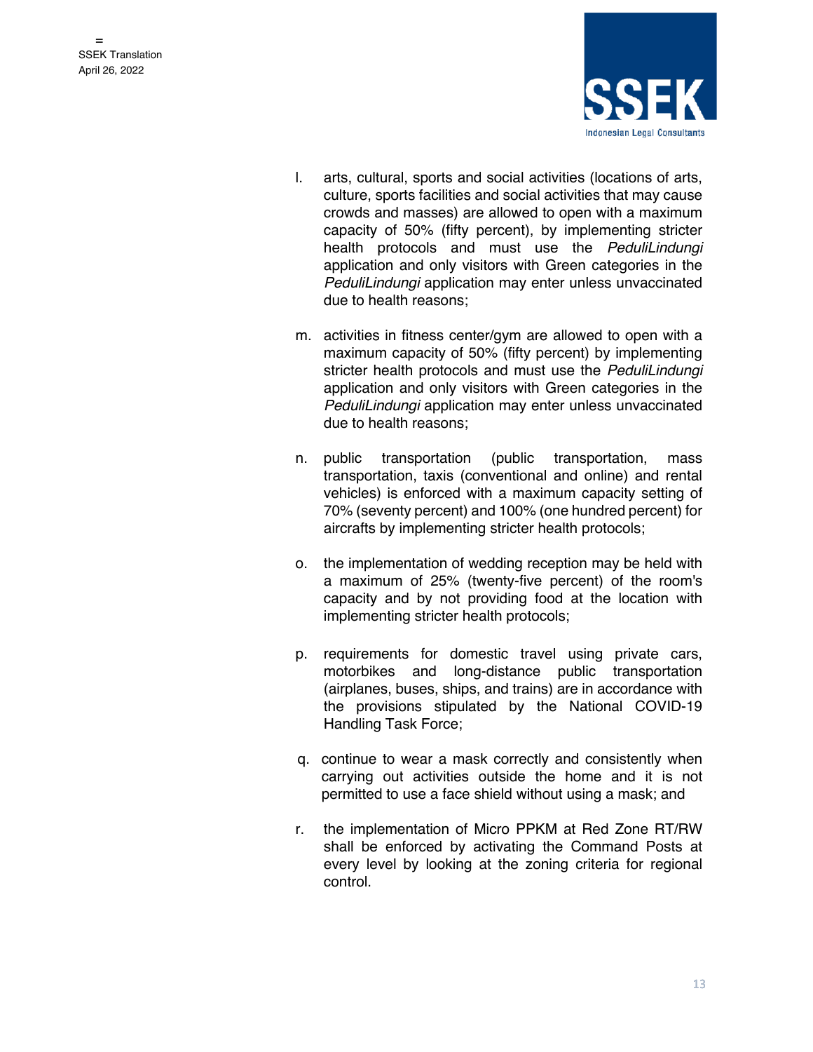l. arts, cultural, sports and social activities (locations of arts, culture, sports facilities and social activities that may cause crowds and masses) are allowed to open with a maximum capacity of 50% (fifty percent), by implementing stricter health protocols and must use the *PeduliLindungi* application and only visitors with Green categories in the *PeduliLindungi* application may enter unless unvaccinated due to health reasons;

m. activities in fitness center/gym are allowed to open with a maximum capacity of 50% (fifty percent) by implementing stricter health protocols and must use the *PeduliLindungi* application and only visitors with Green categories in the *PeduliLindungi* application may enter unless unvaccinated due to health reasons;

n. public transportation (public transportation, mass transportation, taxis (conventional and online) and rental vehicles) is enforced with a maximum capacity setting of 70% (seventy percent) and 100% (one hundred percent) for aircrafts by implementing stricter health protocols;

o. the implementation of wedding reception may be held with a maximum of 25% (twenty-five percent) of the room's capacity and by not providing food at the location with implementing stricter health protocols;

p. requirements for domestic travel using private cars, motorbikes and long-distance public transportation (airplanes, buses, ships, and trains) are in accordance with the provisions stipulated by the National COVID-19 Handling Task Force;

q. continue to wear a mask correctly and consistently when carrying out activities outside the home and it is not permitted to use a face shield without using a mask; and

r. the implementation of Micro PPKM at Red Zone RT/RW shall be enforced by activating the Command Posts at every level by looking at the zoning criteria for regional control.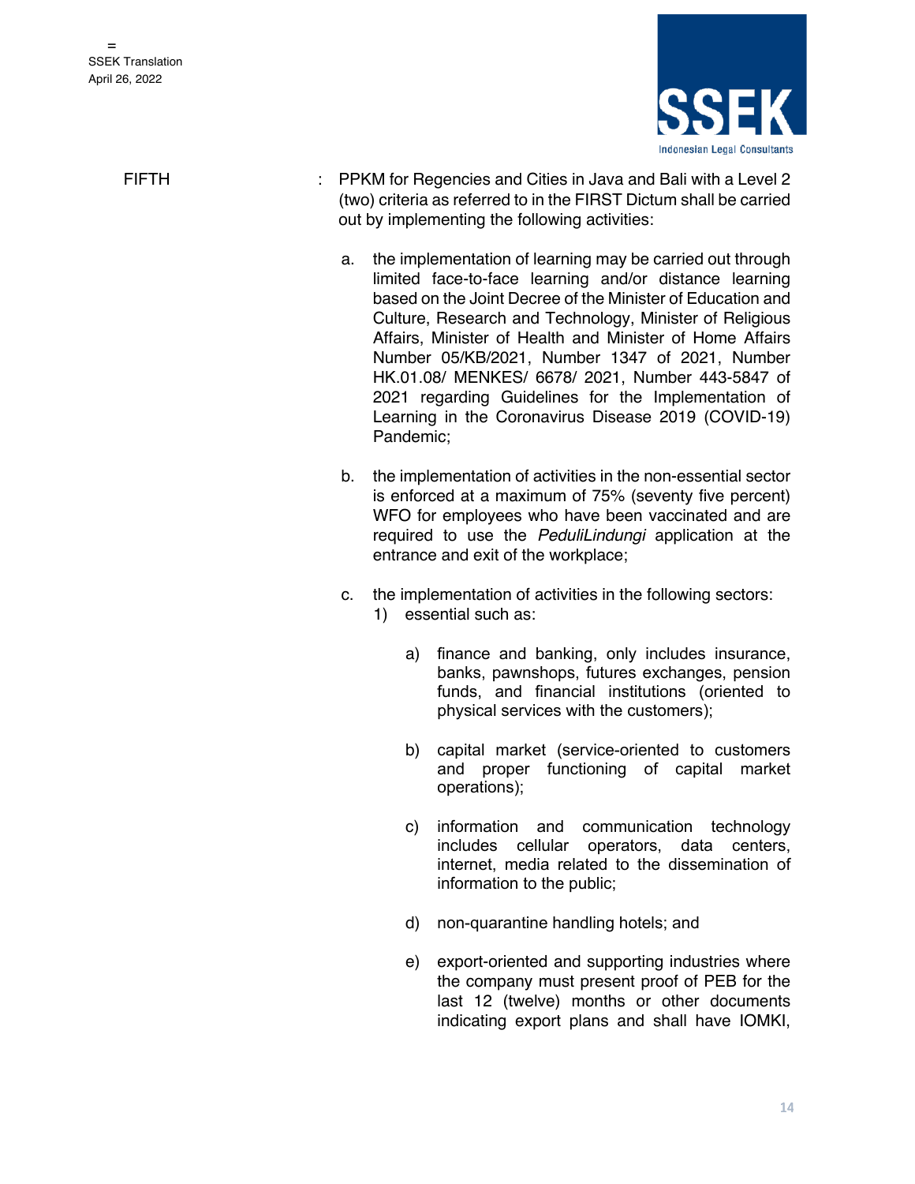FIFTH : PPKM for Regencies and Cities in Java and Bali with a Level 2 (two) criteria as referred to in the FIRST Dictum shall be carried out by implementing the following activities:

a. the implementation of learning may be carried out through limited face-to-face learning and/or distance learning based on the Joint Decree of the Minister of Education and Culture, Research and Technology, Minister of Religious Affairs, Minister of Health and Minister of Home Affairs Number 05/KB/2021, Number 1347 of 2021, Number HK.01.08/ MENKES/ 6678/ 2021, Number 443-5847 of 2021 regarding Guidelines for the Implementation of Learning in the Coronavirus Disease 2019 (COVID-19) Pandemic;

b. the implementation of activities in the non-essential sector is enforced at a maximum of 75% (seventy five percent) WFO for employees who have been vaccinated and are required to use the *PeduliLindungi* application at the entrance and exit of the workplace;

c. the implementation of activities in the following sectors:
   1) essential such as:

      a) finance and banking, only includes insurance, banks, pawnshops, futures exchanges, pension funds, and financial institutions (oriented to physical services with the customers);

      b) capital market (service-oriented to customers and proper functioning of capital market operations);

      c) information and communication technology includes cellular operators, data centers, internet, media related to the dissemination of information to the public;

      d) non-quarantine handling hotels; and

      e) export-oriented and supporting industries where the company must present proof of PEB for the last 12 (twelve) months or other documents indicating export plans and shall have IOMKI,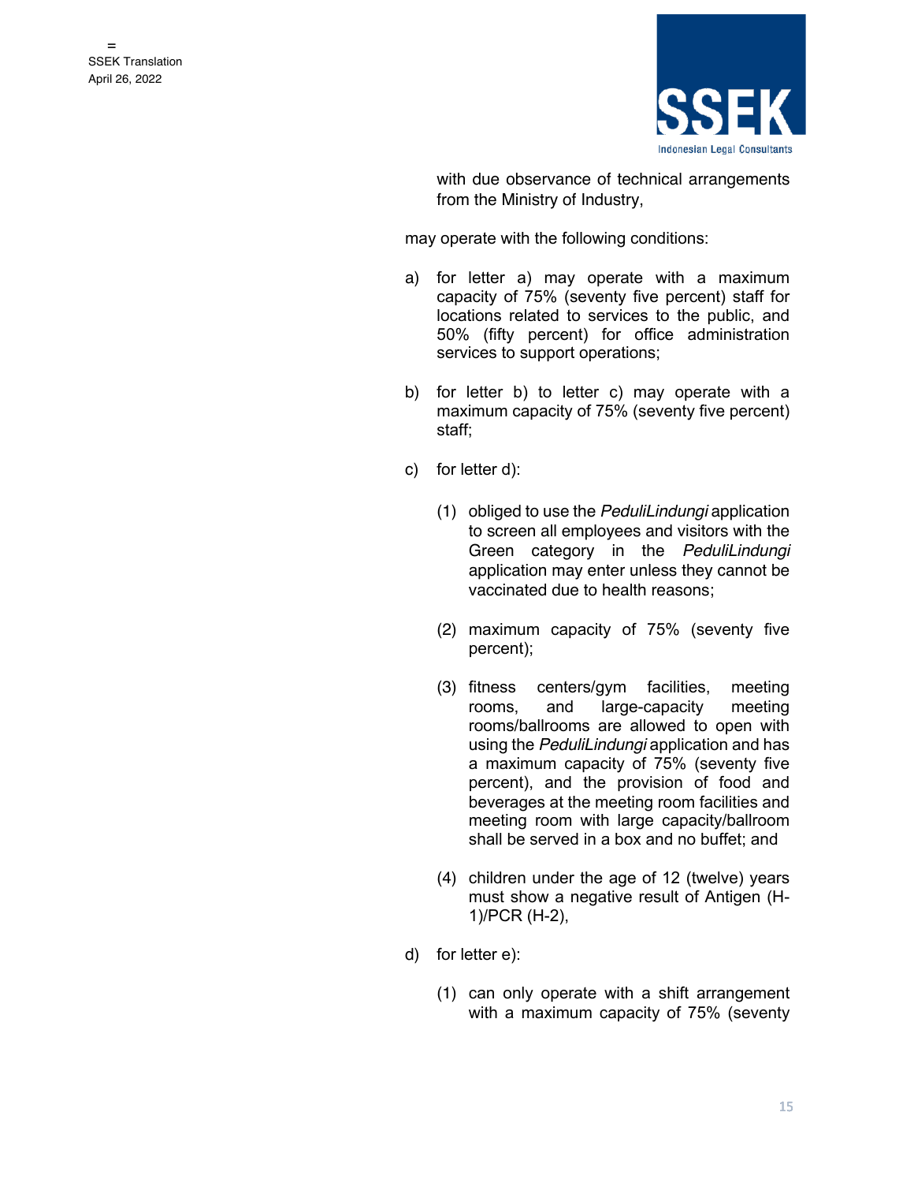with due observance of technical arrangements from the Ministry of Industry,

may operate with the following conditions:

a) for letter a) may operate with a maximum capacity of 75% (seventy five percent) staff for locations related to services to the public, and 50% (fifty percent) for office administration services to support operations;

b) for letter b) to letter c) may operate with a maximum capacity of 75% (seventy five percent) staff;

c) for letter d):

   (1) obliged to use the *PeduliLindungi* application to screen all employees and visitors with the Green category in the *PeduliLindungi* application may enter unless they cannot be vaccinated due to health reasons;

   (2) maximum capacity of 75% (seventy five percent);

   (3) fitness centers/gym facilities, meeting rooms, and large-capacity meeting rooms/ballrooms are allowed to open with using the *PeduliLindungi* application and has a maximum capacity of 75% (seventy five percent), and the provision of food and beverages at the meeting room facilities and meeting room with large capacity/ballroom shall be served in a box and no buffet; and

   (4) children under the age of 12 (twelve) years must show a negative result of Antigen (H-1)/PCR (H-2),

d) for letter e):

   (1) can only operate with a shift arrangement with a maximum capacity of 75% (seventy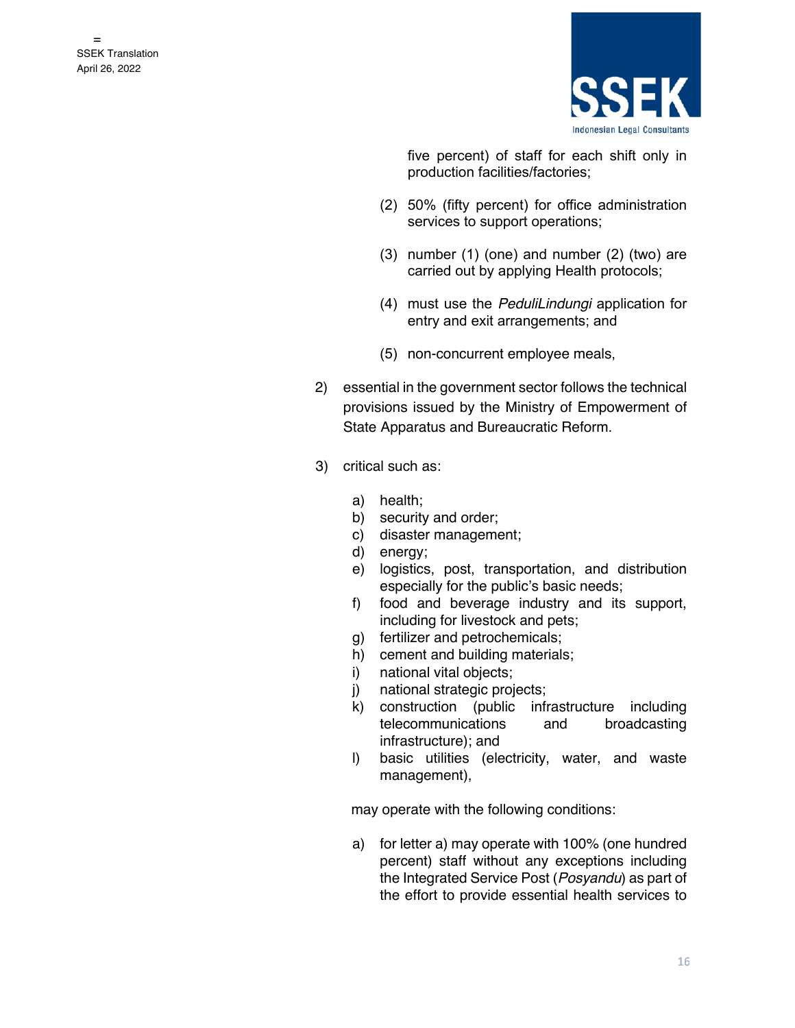five percent) of staff for each shift only in production facilities/factories;

(2) 50% (fifty percent) for office administration services to support operations;

(3) number (1) (one) and number (2) (two) are carried out by applying Health protocols;

(4) must use the *PeduliLindungi* application for entry and exit arrangements; and

(5) non-concurrent employee meals,

2) essential in the government sector follows the technical provisions issued by the Ministry of Empowerment of State Apparatus and Bureaucratic Reform.

3) critical such as:

a) health;
b) security and order;
c) disaster management;
d) energy;
e) logistics, post, transportation, and distribution especially for the public's basic needs;
f) food and beverage industry and its support, including for livestock and pets;
g) fertilizer and petrochemicals;
h) cement and building materials;
i) national vital objects;
j) national strategic projects;
k) construction (public infrastructure including telecommunications and broadcasting infrastructure); and
l) basic utilities (electricity, water, and waste management),

may operate with the following conditions:

a) for letter a) may operate with 100% (one hundred percent) staff without any exceptions including the Integrated Service Post (*Posyandu*) as part of the effort to provide essential health services to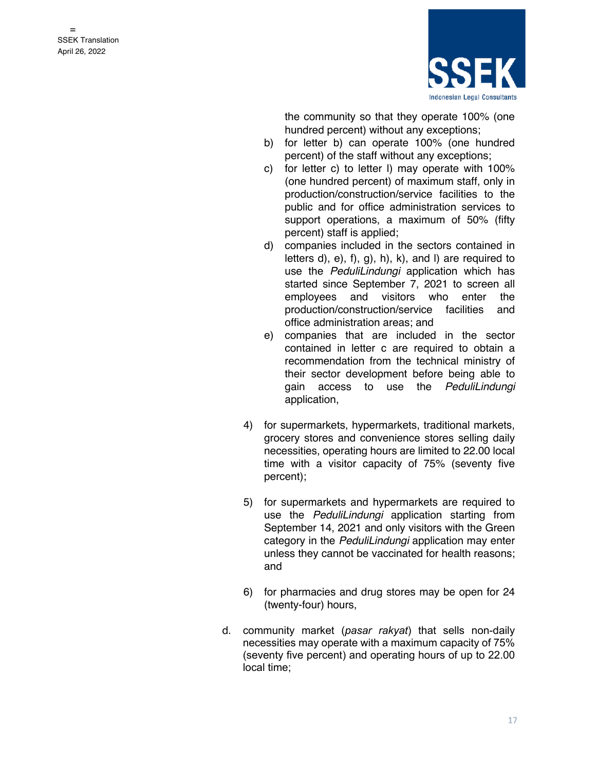the community so that they operate 100% (one hundred percent) without any exceptions;

b) for letter b) can operate 100% (one hundred percent) of the staff without any exceptions;

c) for letter c) to letter l) may operate with 100% (one hundred percent) of maximum staff, only in production/construction/service facilities to the public and for office administration services to support operations, a maximum of 50% (fifty percent) staff is applied;

d) companies included in the sectors contained in letters d), e), f), g), h), k), and l) are required to use the *PeduliLindungi* application which has started since September 7, 2021 to screen all employees and visitors who enter the production/construction/service facilities and office administration areas; and

e) companies that are included in the sector contained in letter c are required to obtain a recommendation from the technical ministry of their sector development before being able to gain access to use the *PeduliLindungi* application,

4) for supermarkets, hypermarkets, traditional markets, grocery stores and convenience stores selling daily necessities, operating hours are limited to 22.00 local time with a visitor capacity of 75% (seventy five percent);

5) for supermarkets and hypermarkets are required to use the *PeduliLindungi* application starting from September 14, 2021 and only visitors with the Green category in the *PeduliLindungi* application may enter unless they cannot be vaccinated for health reasons; and

6) for pharmacies and drug stores may be open for 24 (twenty-four) hours,

d. community market (*pasar rakyat*) that sells non-daily necessities may operate with a maximum capacity of 75% (seventy five percent) and operating hours of up to 22.00 local time;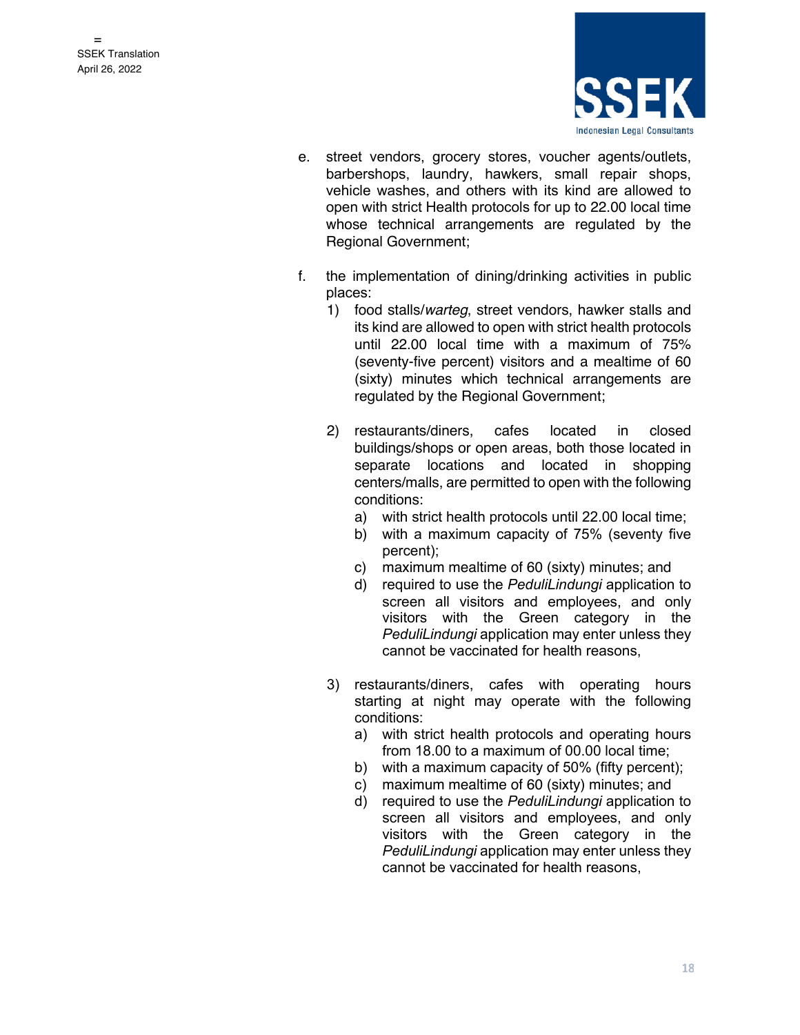e. street vendors, grocery stores, voucher agents/outlets, barbershops, laundry, hawkers, small repair shops, vehicle washes, and others with its kind are allowed to open with strict Health protocols for up to 22.00 local time whose technical arrangements are regulated by the Regional Government;

f. the implementation of dining/drinking activities in public places:
    1) food stalls/*warteg*, street vendors, hawker stalls and its kind are allowed to open with strict health protocols until 22.00 local time with a maximum of 75% (seventy-five percent) visitors and a mealtime of 60 (sixty) minutes which technical arrangements are regulated by the Regional Government;

    2) restaurants/diners, cafes located in closed buildings/shops or open areas, both those located in separate locations and located in shopping centers/malls, are permitted to open with the following conditions:
        a) with strict health protocols until 22.00 local time;
        b) with a maximum capacity of 75% (seventy five percent);
        c) maximum mealtime of 60 (sixty) minutes; and
        d) required to use the *PeduliLindungi* application to screen all visitors and employees, and only visitors with the Green category in the *PeduliLindungi* application may enter unless they cannot be vaccinated for health reasons,

    3) restaurants/diners, cafes with operating hours starting at night may operate with the following conditions:
        a) with strict health protocols and operating hours from 18.00 to a maximum of 00.00 local time;
        b) with a maximum capacity of 50% (fifty percent);
        c) maximum mealtime of 60 (sixty) minutes; and
        d) required to use the *PeduliLindungi* application to screen all visitors and employees, and only visitors with the Green category in the *PeduliLindungi* application may enter unless they cannot be vaccinated for health reasons,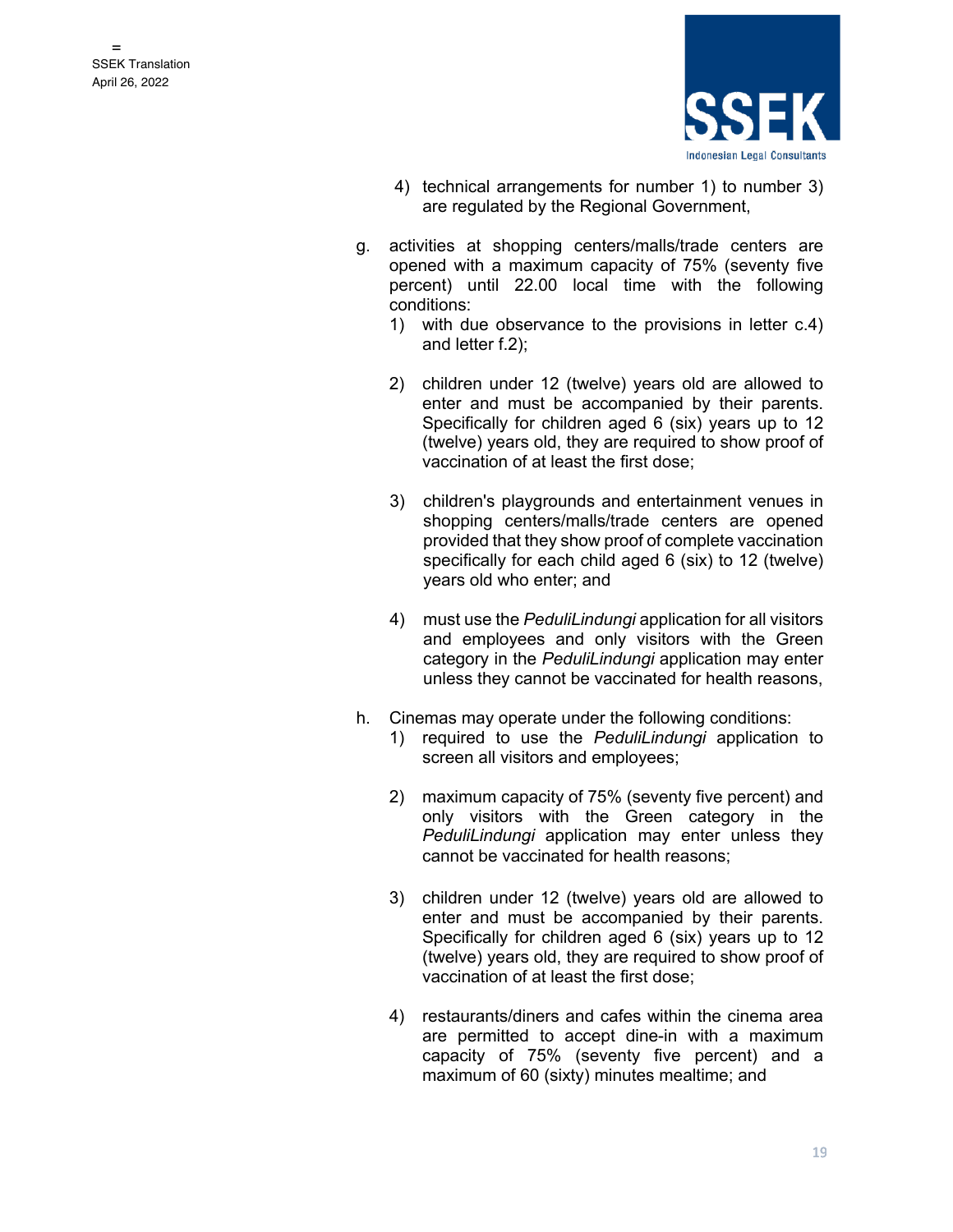4) technical arrangements for number 1) to number 3) are regulated by the Regional Government,

g. activities at shopping centers/malls/trade centers are opened with a maximum capacity of 75% (seventy five percent) until 22.00 local time with the following conditions:
   1) with due observance to the provisions in letter c.4) and letter f.2);

   2) children under 12 (twelve) years old are allowed to enter and must be accompanied by their parents. Specifically for children aged 6 (six) years up to 12 (twelve) years old, they are required to show proof of vaccination of at least the first dose;

   3) children's playgrounds and entertainment venues in shopping centers/malls/trade centers are opened provided that they show proof of complete vaccination specifically for each child aged 6 (six) to 12 (twelve) years old who enter; and

   4) must use the *PeduliLindungi* application for all visitors and employees and only visitors with the Green category in the *PeduliLindungi* application may enter unless they cannot be vaccinated for health reasons,

h. Cinemas may operate under the following conditions:
   1) required to use the *PeduliLindungi* application to screen all visitors and employees;

   2) maximum capacity of 75% (seventy five percent) and only visitors with the Green category in the *PeduliLindungi* application may enter unless they cannot be vaccinated for health reasons;

   3) children under 12 (twelve) years old are allowed to enter and must be accompanied by their parents. Specifically for children aged 6 (six) years up to 12 (twelve) years old, they are required to show proof of vaccination of at least the first dose;

   4) restaurants/diners and cafes within the cinema area are permitted to accept dine-in with a maximum capacity of 75% (seventy five percent) and a maximum of 60 (sixty) minutes mealtime; and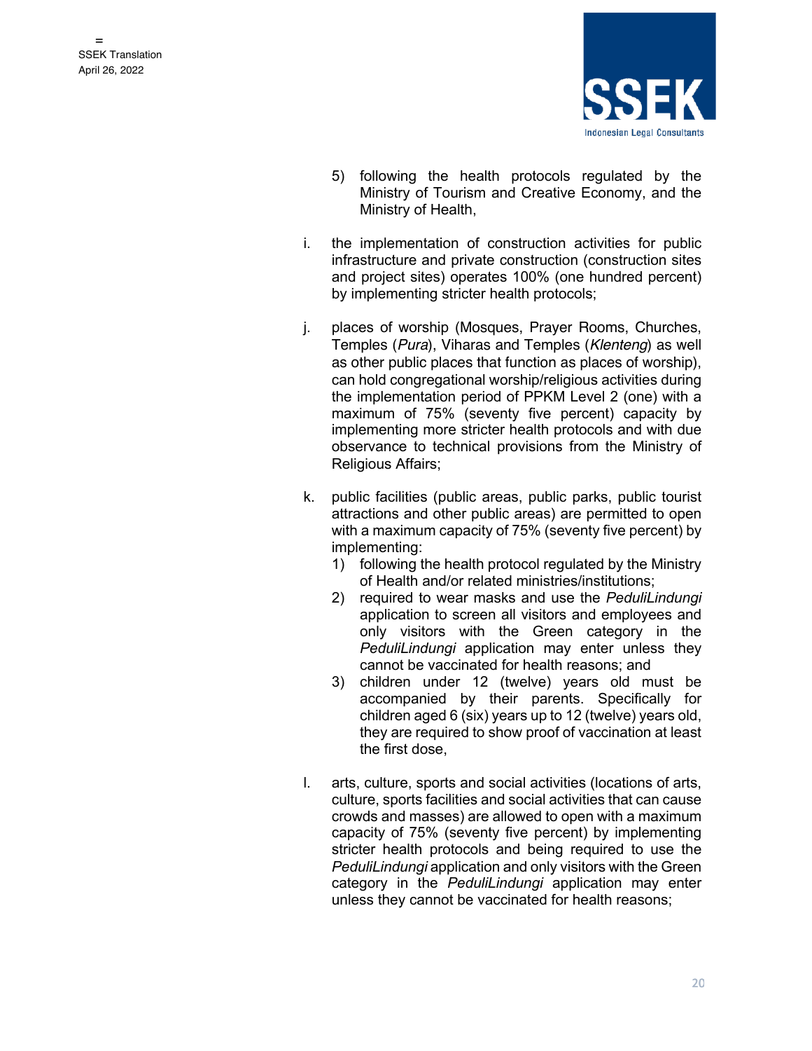5) following the health protocols regulated by the Ministry of Tourism and Creative Economy, and the Ministry of Health,

i. the implementation of construction activities for public infrastructure and private construction (construction sites and project sites) operates 100% (one hundred percent) by implementing stricter health protocols;

j. places of worship (Mosques, Prayer Rooms, Churches, Temples (*Pura*), Viharas and Temples (*Klenteng*) as well as other public places that function as places of worship), can hold congregational worship/religious activities during the implementation period of PPKM Level 2 (one) with a maximum of 75% (seventy five percent) capacity by implementing more stricter health protocols and with due observance to technical provisions from the Ministry of Religious Affairs;

k. public facilities (public areas, public parks, public tourist attractions and other public areas) are permitted to open with a maximum capacity of 75% (seventy five percent) by implementing:
   1) following the health protocol regulated by the Ministry of Health and/or related ministries/institutions;
   2) required to wear masks and use the *PeduliLindungi* application to screen all visitors and employees and only visitors with the Green category in the *PeduliLindungi* application may enter unless they cannot be vaccinated for health reasons; and
   3) children under 12 (twelve) years old must be accompanied by their parents. Specifically for children aged 6 (six) years up to 12 (twelve) years old, they are required to show proof of vaccination at least the first dose,

l. arts, culture, sports and social activities (locations of arts, culture, sports facilities and social activities that can cause crowds and masses) are allowed to open with a maximum capacity of 75% (seventy five percent) by implementing stricter health protocols and being required to use the *PeduliLindungi* application and only visitors with the Green category in the *PeduliLindungi* application may enter unless they cannot be vaccinated for health reasons;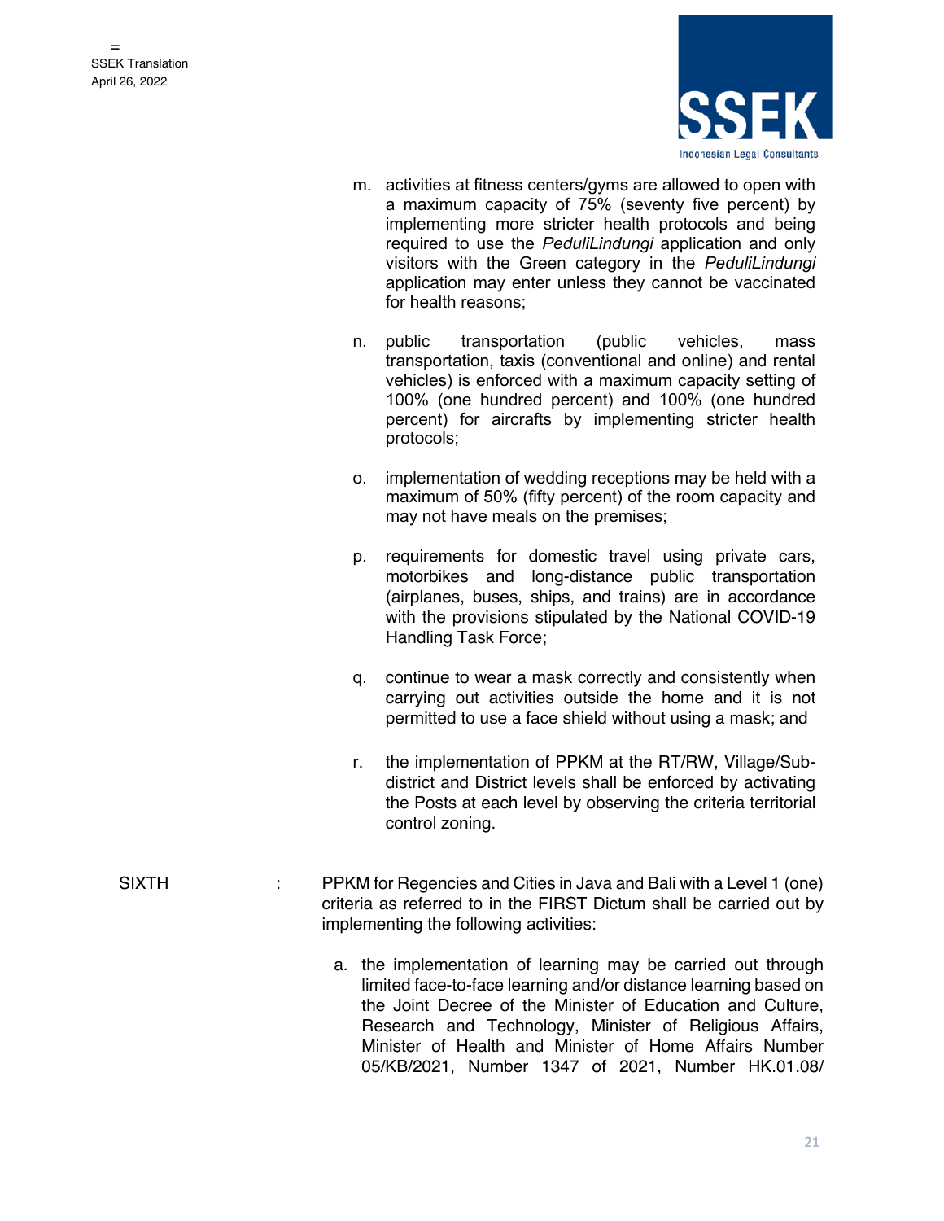m. activities at fitness centers/gyms are allowed to open with a maximum capacity of 75% (seventy five percent) by implementing more stricter health protocols and being required to use the *PeduliLindungi* application and only visitors with the Green category in the *PeduliLindungi* application may enter unless they cannot be vaccinated for health reasons;

n. public transportation (public vehicles, mass transportation, taxis (conventional and online) and rental vehicles) is enforced with a maximum capacity setting of 100% (one hundred percent) and 100% (one hundred percent) for aircrafts by implementing stricter health protocols;

o. implementation of wedding receptions may be held with a maximum of 50% (fifty percent) of the room capacity and may not have meals on the premises;

p. requirements for domestic travel using private cars, motorbikes and long-distance public transportation (airplanes, buses, ships, and trains) are in accordance with the provisions stipulated by the National COVID-19 Handling Task Force;

q. continue to wear a mask correctly and consistently when carrying out activities outside the home and it is not permitted to use a face shield without using a mask; and

r. the implementation of PPKM at the RT/RW, Village/Sub-district and District levels shall be enforced by activating the Posts at each level by observing the criteria territorial control zoning.

SIXTH : PPKM for Regencies and Cities in Java and Bali with a Level 1 (one) criteria as referred to in the FIRST Dictum shall be carried out by implementing the following activities:

a. the implementation of learning may be carried out through limited face-to-face learning and/or distance learning based on the Joint Decree of the Minister of Education and Culture, Research and Technology, Minister of Religious Affairs, Minister of Health and Minister of Home Affairs Number 05/KB/2021, Number 1347 of 2021, Number HK.01.08/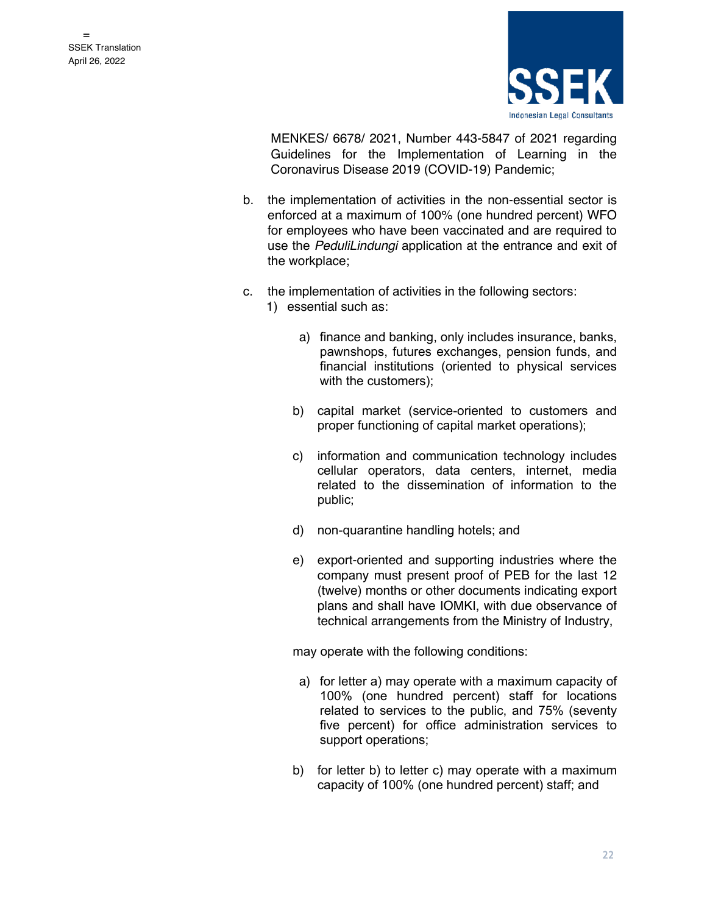MENKES/ 6678/ 2021, Number 443-5847 of 2021 regarding Guidelines for the Implementation of Learning in the Coronavirus Disease 2019 (COVID-19) Pandemic;

b. the implementation of activities in the non-essential sector is enforced at a maximum of 100% (one hundred percent) WFO for employees who have been vaccinated and are required to use the *PeduliLindungi* application at the entrance and exit of the workplace;

c. the implementation of activities in the following sectors:
   1) essential such as:

      a) finance and banking, only includes insurance, banks, pawnshops, futures exchanges, pension funds, and financial institutions (oriented to physical services with the customers);

      b) capital market (service-oriented to customers and proper functioning of capital market operations);

      c) information and communication technology includes cellular operators, data centers, internet, media related to the dissemination of information to the public;

      d) non-quarantine handling hotels; and

      e) export-oriented and supporting industries where the company must present proof of PEB for the last 12 (twelve) months or other documents indicating export plans and shall have IOMKI, with due observance of technical arrangements from the Ministry of Industry,

      may operate with the following conditions:

      a) for letter a) may operate with a maximum capacity of 100% (one hundred percent) staff for locations related to services to the public, and 75% (seventy five percent) for office administration services to support operations;

      b) for letter b) to letter c) may operate with a maximum capacity of 100% (one hundred percent) staff; and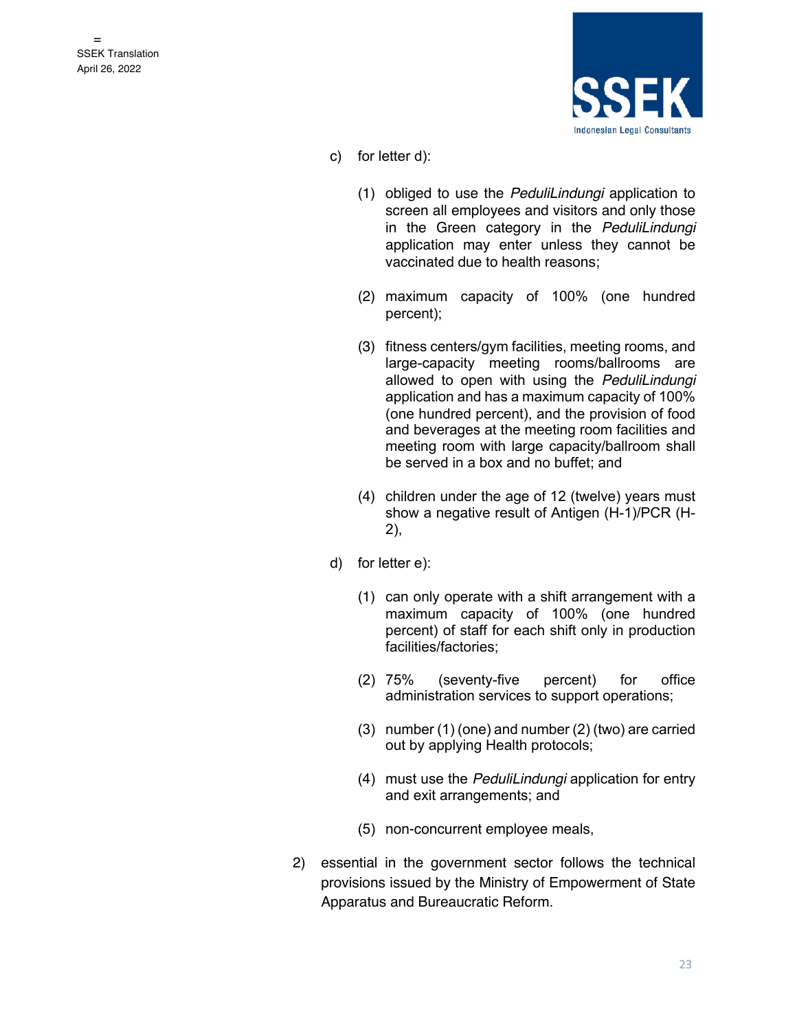c) for letter d):

   (1) obliged to use the *PeduliLindungi* application to screen all employees and visitors and only those in the Green category in the *PeduliLindungi* application may enter unless they cannot be vaccinated due to health reasons;

   (2) maximum capacity of 100% (one hundred percent);

   (3) fitness centers/gym facilities, meeting rooms, and large-capacity meeting rooms/ballrooms are allowed to open with using the *PeduliLindungi* application and has a maximum capacity of 100% (one hundred percent), and the provision of food and beverages at the meeting room facilities and meeting room with large capacity/ballroom shall be served in a box and no buffet; and

   (4) children under the age of 12 (twelve) years must show a negative result of Antigen (H-1)/PCR (H-2),

d) for letter e):

   (1) can only operate with a shift arrangement with a maximum capacity of 100% (one hundred percent) of staff for each shift only in production facilities/factories;

   (2) 75% (seventy-five percent) for office administration services to support operations;

   (3) number (1) (one) and number (2) (two) are carried out by applying Health protocols;

   (4) must use the *PeduliLindungi* application for entry and exit arrangements; and

   (5) non-concurrent employee meals,

2) essential in the government sector follows the technical provisions issued by the Ministry of Empowerment of State Apparatus and Bureaucratic Reform.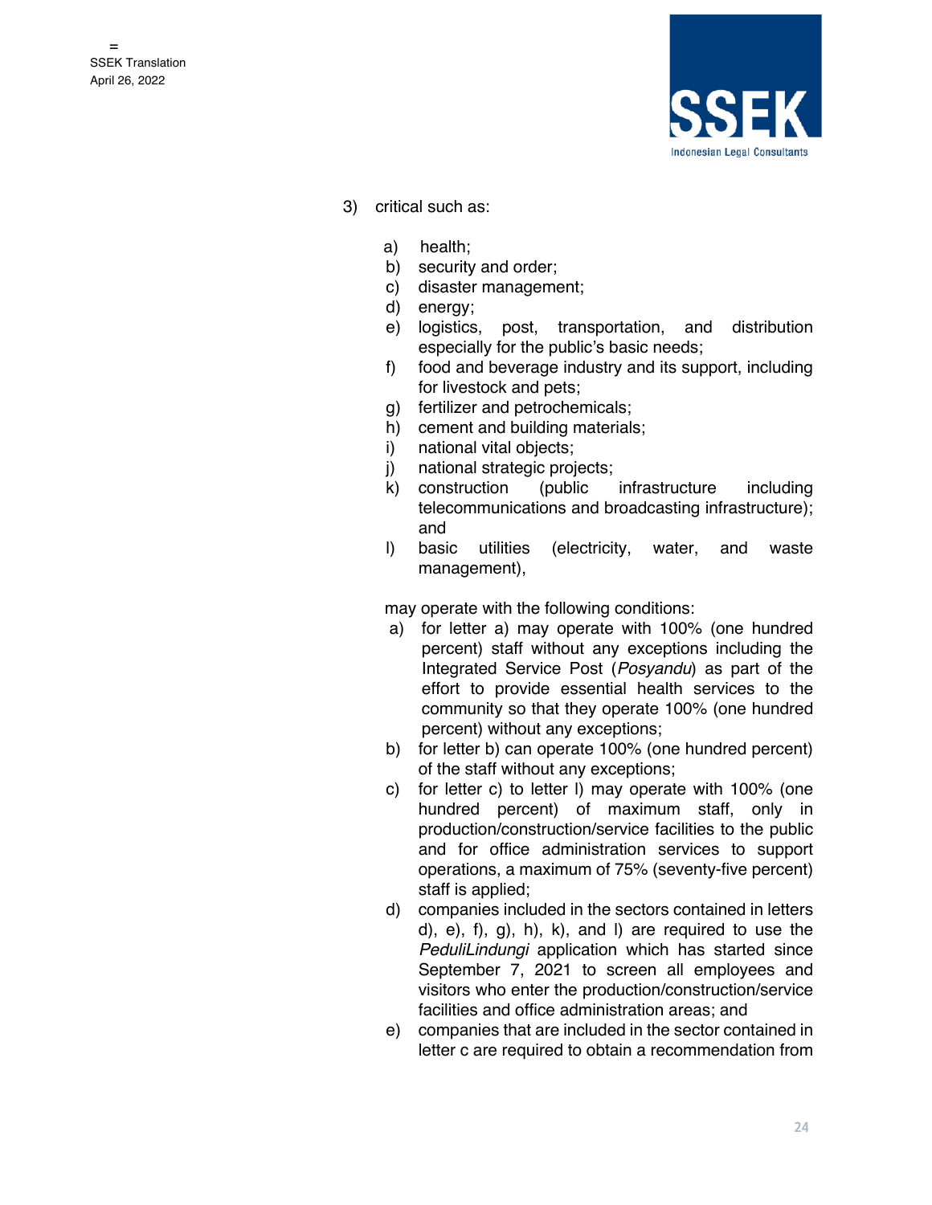3) critical such as:

   a) health;
   b) security and order;
   c) disaster management;
   d) energy;
   e) logistics, post, transportation, and distribution especially for the public's basic needs;
   f) food and beverage industry and its support, including for livestock and pets;
   g) fertilizer and petrochemicals;
   h) cement and building materials;
   i) national vital objects;
   j) national strategic projects;
   k) construction (public infrastructure including telecommunications and broadcasting infrastructure); and
   l) basic utilities (electricity, water, and waste management),

   may operate with the following conditions:

   a) for letter a) may operate with 100% (one hundred percent) staff without any exceptions including the Integrated Service Post (*Posyandu*) as part of the effort to provide essential health services to the community so that they operate 100% (one hundred percent) without any exceptions;
   b) for letter b) can operate 100% (one hundred percent) of the staff without any exceptions;
   c) for letter c) to letter l) may operate with 100% (one hundred percent) of maximum staff, only in production/construction/service facilities to the public and for office administration services to support operations, a maximum of 75% (seventy-five percent) staff is applied;
   d) companies included in the sectors contained in letters d), e), f), g), h), k), and l) are required to use the *PeduliLindungi* application which has started since September 7, 2021 to screen all employees and visitors who enter the production/construction/service facilities and office administration areas; and
   e) companies that are included in the sector contained in letter c are required to obtain a recommendation from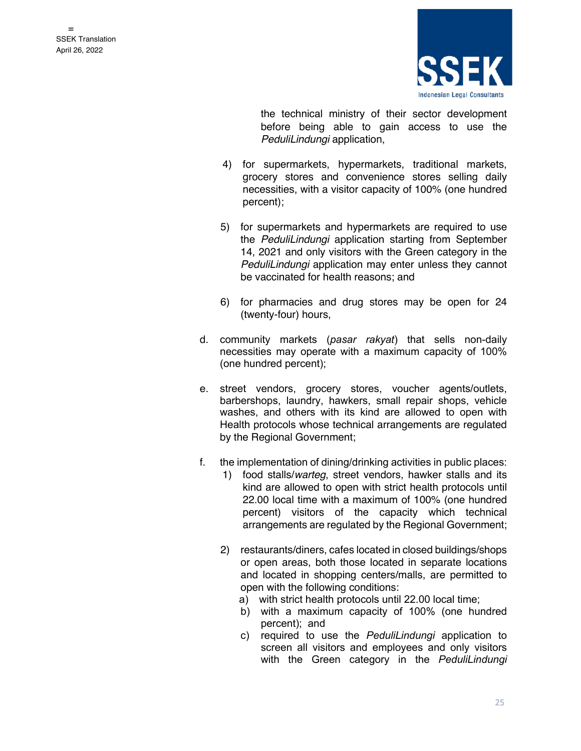the technical ministry of their sector development before being able to gain access to use the *PeduliLindungi* application,

4) for supermarkets, hypermarkets, traditional markets, grocery stores and convenience stores selling daily necessities, with a visitor capacity of 100% (one hundred percent);

5) for supermarkets and hypermarkets are required to use the *PeduliLindungi* application starting from September 14, 2021 and only visitors with the Green category in the *PeduliLindungi* application may enter unless they cannot be vaccinated for health reasons; and

6) for pharmacies and drug stores may be open for 24 (twenty-four) hours,

d. community markets (*pasar rakyat*) that sells non-daily necessities may operate with a maximum capacity of 100% (one hundred percent);

e. street vendors, grocery stores, voucher agents/outlets, barbershops, laundry, hawkers, small repair shops, vehicle washes, and others with its kind are allowed to open with Health protocols whose technical arrangements are regulated by the Regional Government;

f. the implementation of dining/drinking activities in public places:
   1) food stalls/*warteg*, street vendors, hawker stalls and its kind are allowed to open with strict health protocols until 22.00 local time with a maximum of 100% (one hundred percent) visitors of the capacity which technical arrangements are regulated by the Regional Government;

   2) restaurants/diners, cafes located in closed buildings/shops or open areas, both those located in separate locations and located in shopping centers/malls, are permitted to open with the following conditions:
      a) with strict health protocols until 22.00 local time;
      b) with a maximum capacity of 100% (one hundred percent); and
      c) required to use the *PeduliLindungi* application to screen all visitors and employees and only visitors with the Green category in the *PeduliLindungi*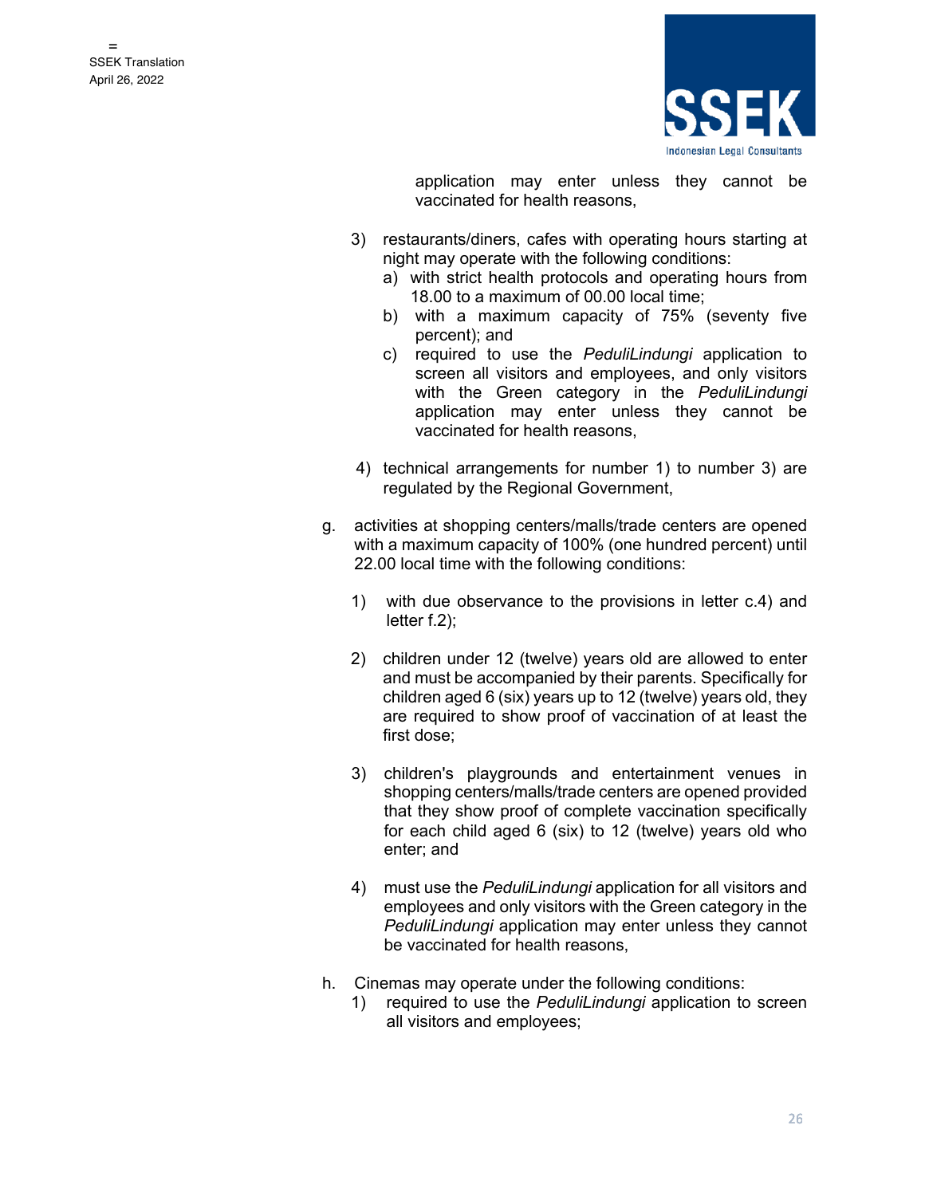application may enter unless they cannot be vaccinated for health reasons,

3) restaurants/diners, cafes with operating hours starting at night may operate with the following conditions:
   a) with strict health protocols and operating hours from 18.00 to a maximum of 00.00 local time;
   b) with a maximum capacity of 75% (seventy five percent); and
   c) required to use the *PeduliLindungi* application to screen all visitors and employees, and only visitors with the Green category in the *PeduliLindungi* application may enter unless they cannot be vaccinated for health reasons,

4) technical arrangements for number 1) to number 3) are regulated by the Regional Government,

g. activities at shopping centers/malls/trade centers are opened with a maximum capacity of 100% (one hundred percent) until 22.00 local time with the following conditions:

   1) with due observance to the provisions in letter c.4) and letter f.2);

   2) children under 12 (twelve) years old are allowed to enter and must be accompanied by their parents. Specifically for children aged 6 (six) years up to 12 (twelve) years old, they are required to show proof of vaccination of at least the first dose;

   3) children's playgrounds and entertainment venues in shopping centers/malls/trade centers are opened provided that they show proof of complete vaccination specifically for each child aged 6 (six) to 12 (twelve) years old who enter; and

   4) must use the *PeduliLindungi* application for all visitors and employees and only visitors with the Green category in the *PeduliLindungi* application may enter unless they cannot be vaccinated for health reasons,

h. Cinemas may operate under the following conditions:
   1) required to use the *PeduliLindungi* application to screen all visitors and employees;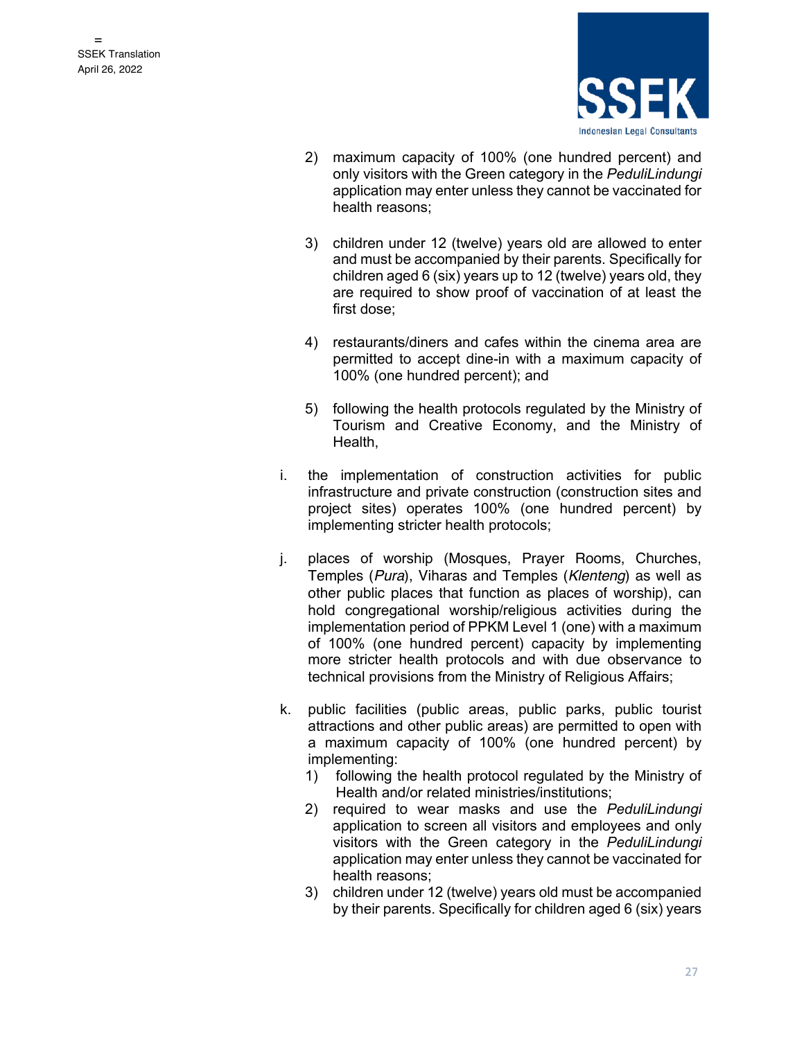2) maximum capacity of 100% (one hundred percent) and only visitors with the Green category in the *PeduliLindungi* application may enter unless they cannot be vaccinated for health reasons;

3) children under 12 (twelve) years old are allowed to enter and must be accompanied by their parents. Specifically for children aged 6 (six) years up to 12 (twelve) years old, they are required to show proof of vaccination of at least the first dose;

4) restaurants/diners and cafes within the cinema area are permitted to accept dine-in with a maximum capacity of 100% (one hundred percent); and

5) following the health protocols regulated by the Ministry of Tourism and Creative Economy, and the Ministry of Health,

i. the implementation of construction activities for public infrastructure and private construction (construction sites and project sites) operates 100% (one hundred percent) by implementing stricter health protocols;

j. places of worship (Mosques, Prayer Rooms, Churches, Temples (*Pura*), Viharas and Temples (*Klenteng*) as well as other public places that function as places of worship), can hold congregational worship/religious activities during the implementation period of PPKM Level 1 (one) with a maximum of 100% (one hundred percent) capacity by implementing more stricter health protocols and with due observance to technical provisions from the Ministry of Religious Affairs;

k. public facilities (public areas, public parks, public tourist attractions and other public areas) are permitted to open with a maximum capacity of 100% (one hundred percent) by implementing:
   1) following the health protocol regulated by the Ministry of Health and/or related ministries/institutions;
   2) required to wear masks and use the *PeduliLindungi* application to screen all visitors and employees and only visitors with the Green category in the *PeduliLindungi* application may enter unless they cannot be vaccinated for health reasons;
   3) children under 12 (twelve) years old must be accompanied by their parents. Specifically for children aged 6 (six) years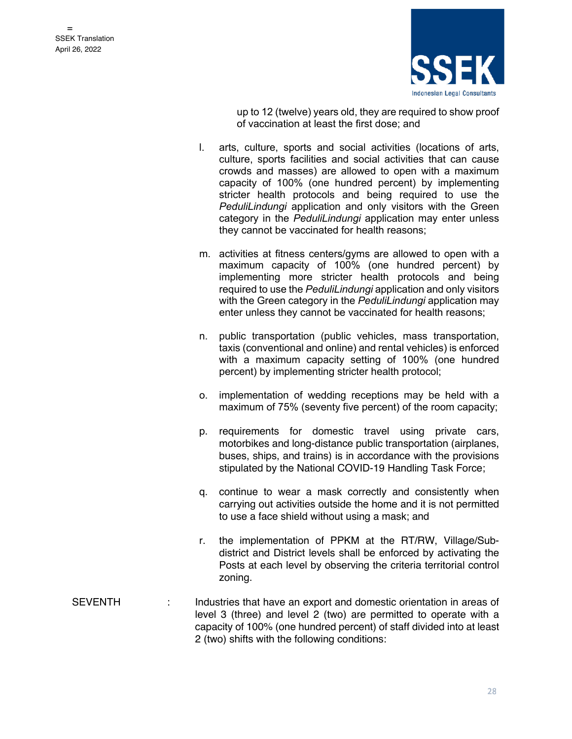up to 12 (twelve) years old, they are required to show proof of vaccination at least the first dose; and

l. arts, culture, sports and social activities (locations of arts, culture, sports facilities and social activities that can cause crowds and masses) are allowed to open with a maximum capacity of 100% (one hundred percent) by implementing stricter health protocols and being required to use the *PeduliLindungi* application and only visitors with the Green category in the *PeduliLindungi* application may enter unless they cannot be vaccinated for health reasons;

m. activities at fitness centers/gyms are allowed to open with a maximum capacity of 100% (one hundred percent) by implementing more stricter health protocols and being required to use the *PeduliLindungi* application and only visitors with the Green category in the *PeduliLindungi* application may enter unless they cannot be vaccinated for health reasons;

n. public transportation (public vehicles, mass transportation, taxis (conventional and online) and rental vehicles) is enforced with a maximum capacity setting of 100% (one hundred percent) by implementing stricter health protocol;

o. implementation of wedding receptions may be held with a maximum of 75% (seventy five percent) of the room capacity;

p. requirements for domestic travel using private cars, motorbikes and long-distance public transportation (airplanes, buses, ships, and trains) is in accordance with the provisions stipulated by the National COVID-19 Handling Task Force;

q. continue to wear a mask correctly and consistently when carrying out activities outside the home and it is not permitted to use a face shield without using a mask; and

r. the implementation of PPKM at the RT/RW, Village/Sub-district and District levels shall be enforced by activating the Posts at each level by observing the criteria territorial control zoning.

SEVENTH : Industries that have an export and domestic orientation in areas of level 3 (three) and level 2 (two) are permitted to operate with a capacity of 100% (one hundred percent) of staff divided into at least 2 (two) shifts with the following conditions: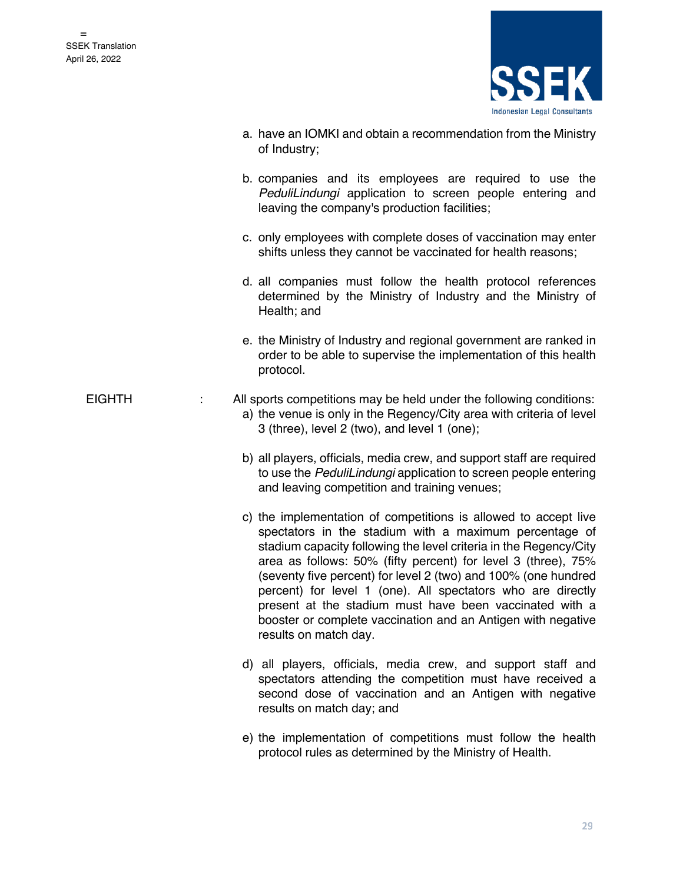a. have an IOMKI and obtain a recommendation from the Ministry of Industry;

b. companies and its employees are required to use the *PeduliLindungi* application to screen people entering and leaving the company's production facilities;

c. only employees with complete doses of vaccination may enter shifts unless they cannot be vaccinated for health reasons;

d. all companies must follow the health protocol references determined by the Ministry of Industry and the Ministry of Health; and

e. the Ministry of Industry and regional government are ranked in order to be able to supervise the implementation of this health protocol.

EIGHTH : All sports competitions may be held under the following conditions:

a) the venue is only in the Regency/City area with criteria of level 3 (three), level 2 (two), and level 1 (one);

b) all players, officials, media crew, and support staff are required to use the *PeduliLindungi* application to screen people entering and leaving competition and training venues;

c) the implementation of competitions is allowed to accept live spectators in the stadium with a maximum percentage of stadium capacity following the level criteria in the Regency/City area as follows: 50% (fifty percent) for level 3 (three), 75% (seventy five percent) for level 2 (two) and 100% (one hundred percent) for level 1 (one). All spectators who are directly present at the stadium must have been vaccinated with a booster or complete vaccination and an Antigen with negative results on match day.

d) all players, officials, media crew, and support staff and spectators attending the competition must have received a second dose of vaccination and an Antigen with negative results on match day; and

e) the implementation of competitions must follow the health protocol rules as determined by the Ministry of Health.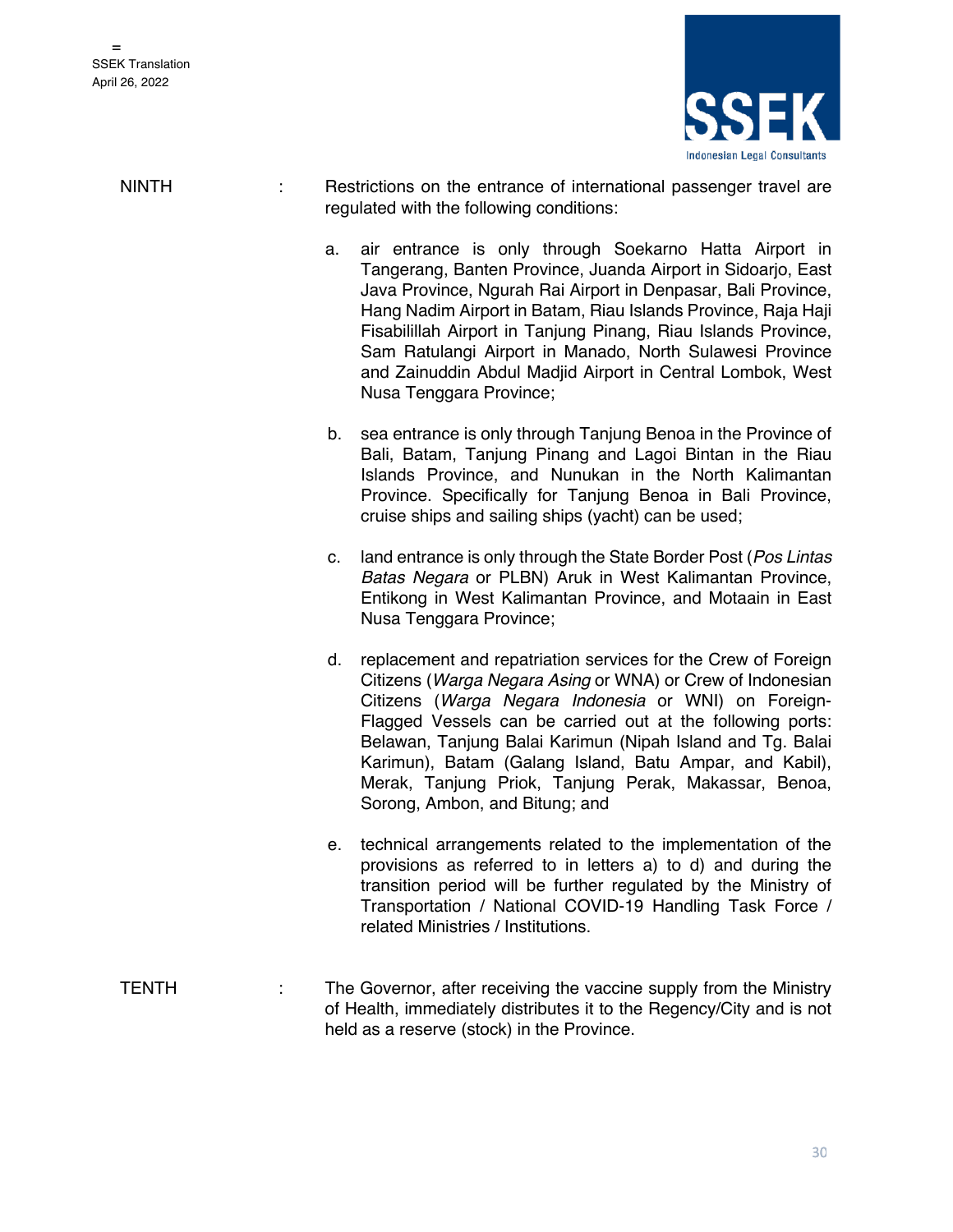NINTH : Restrictions on the entrance of international passenger travel are regulated with the following conditions:

a. air entrance is only through Soekarno Hatta Airport in Tangerang, Banten Province, Juanda Airport in Sidoarjo, East Java Province, Ngurah Rai Airport in Denpasar, Bali Province, Hang Nadim Airport in Batam, Riau Islands Province, Raja Haji Fisabilillah Airport in Tanjung Pinang, Riau Islands Province, Sam Ratulangi Airport in Manado, North Sulawesi Province and Zainuddin Abdul Madjid Airport in Central Lombok, West Nusa Tenggara Province;

b. sea entrance is only through Tanjung Benoa in the Province of Bali, Batam, Tanjung Pinang and Lagoi Bintan in the Riau Islands Province, and Nunukan in the North Kalimantan Province. Specifically for Tanjung Benoa in Bali Province, cruise ships and sailing ships (yacht) can be used;

c. land entrance is only through the State Border Post (*Pos Lintas Batas Negara* or PLBN) Aruk in West Kalimantan Province, Entikong in West Kalimantan Province, and Motaain in East Nusa Tenggara Province;

d. replacement and repatriation services for the Crew of Foreign Citizens (*Warga Negara Asing* or WNA) or Crew of Indonesian Citizens (*Warga Negara Indonesia* or WNI) on Foreign-Flagged Vessels can be carried out at the following ports: Belawan, Tanjung Balai Karimun (Nipah Island and Tg. Balai Karimun), Batam (Galang Island, Batu Ampar, and Kabil), Merak, Tanjung Priok, Tanjung Perak, Makassar, Benoa, Sorong, Ambon, and Bitung; and

e. technical arrangements related to the implementation of the provisions as referred to in letters a) to d) and during the transition period will be further regulated by the Ministry of Transportation / National COVID-19 Handling Task Force / related Ministries / Institutions.

TENTH : The Governor, after receiving the vaccine supply from the Ministry of Health, immediately distributes it to the Regency/City and is not held as a reserve (stock) in the Province.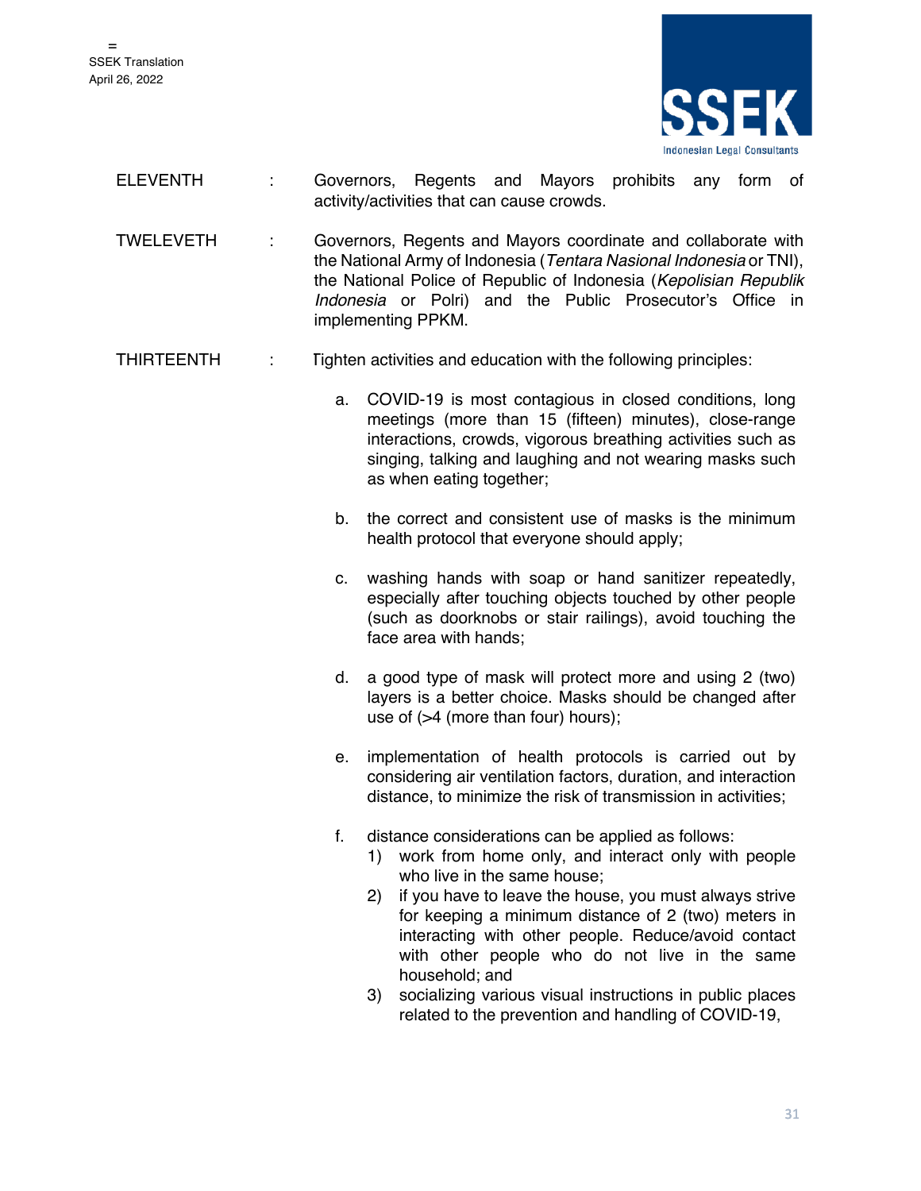ELEVENTH : Governors, Regents and Mayors prohibits any form of activity/activities that can cause crowds.

TWELEVETH : Governors, Regents and Mayors coordinate and collaborate with the National Army of Indonesia (*Tentara Nasional Indonesia* or TNI), the National Police of Republic of Indonesia (*Kepolisian Republik Indonesia* or Polri) and the Public Prosecutor's Office in implementing PPKM.

THIRTEENTH : Tighten activities and education with the following principles:

a. COVID-19 is most contagious in closed conditions, long meetings (more than 15 (fifteen) minutes), close-range interactions, crowds, vigorous breathing activities such as singing, talking and laughing and not wearing masks such as when eating together;

b. the correct and consistent use of masks is the minimum health protocol that everyone should apply;

c. washing hands with soap or hand sanitizer repeatedly, especially after touching objects touched by other people (such as doorknobs or stair railings), avoid touching the face area with hands;

d. a good type of mask will protect more and using 2 (two) layers is a better choice. Masks should be changed after use of (>4 (more than four) hours);

e. implementation of health protocols is carried out by considering air ventilation factors, duration, and interaction distance, to minimize the risk of transmission in activities;

f. distance considerations can be applied as follows:
   1) work from home only, and interact only with people who live in the same house;
   2) if you have to leave the house, you must always strive for keeping a minimum distance of 2 (two) meters in interacting with other people. Reduce/avoid contact with other people who do not live in the same household; and
   3) socializing various visual instructions in public places related to the prevention and handling of COVID-19,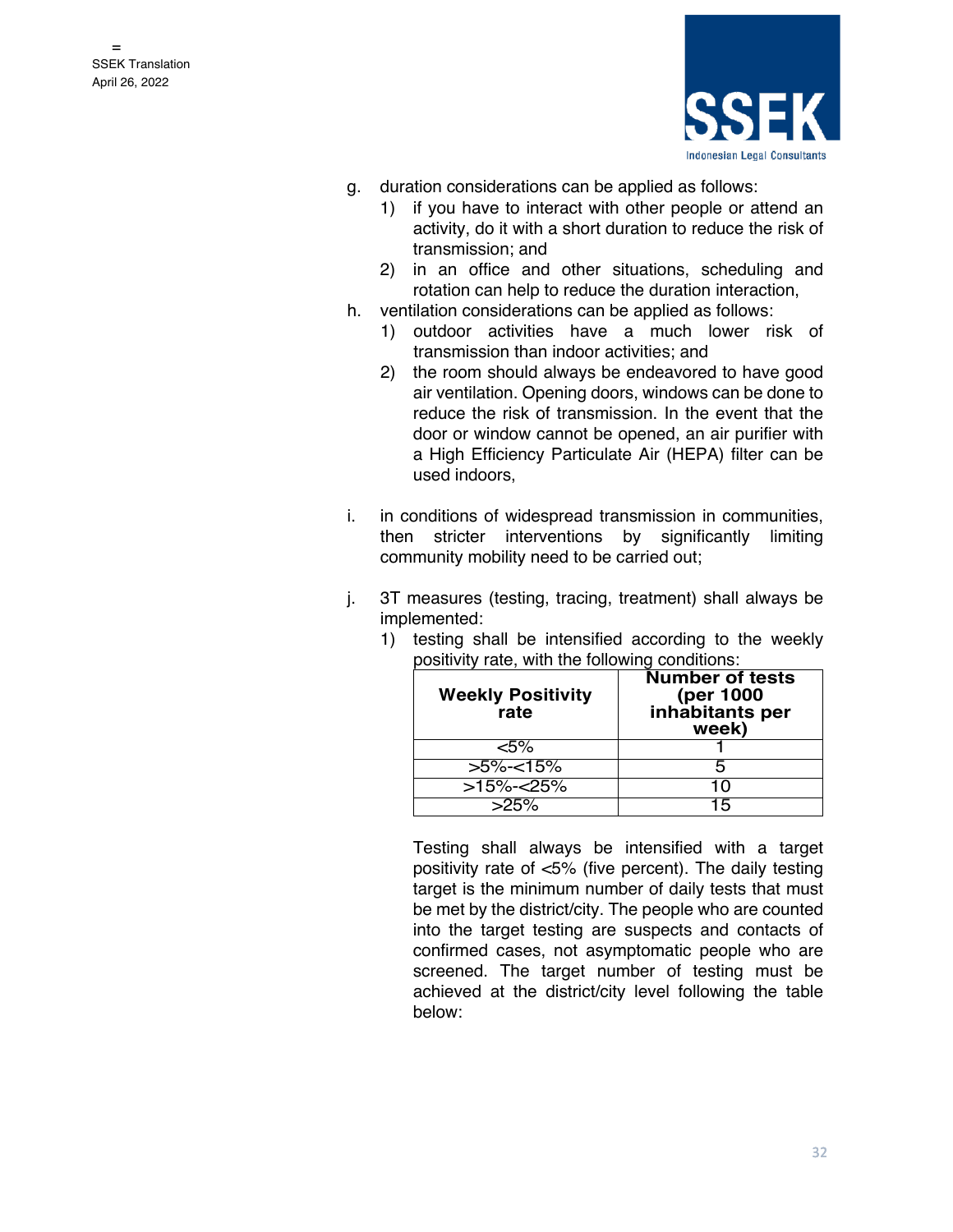g. duration considerations can be applied as follows:
   1) if you have to interact with other people or attend an activity, do it with a short duration to reduce the risk of transmission; and
   2) in an office and other situations, scheduling and rotation can help to reduce the duration interaction,

h. ventilation considerations can be applied as follows:
   1) outdoor activities have a much lower risk of transmission than indoor activities; and
   2) the room should always be endeavored to have good air ventilation. Opening doors, windows can be done to reduce the risk of transmission. In the event that the door or window cannot be opened, an air purifier with a High Efficiency Particulate Air (HEPA) filter can be used indoors,

i. in conditions of widespread transmission in communities, then stricter interventions by significantly limiting community mobility need to be carried out;

j. 3T measures (testing, tracing, treatment) shall always be implemented:
   1) testing shall be intensified according to the weekly positivity rate, with the following conditions:

| Weekly Positivity rate | Number of tests (per 1000 inhabitants per week) |
|---|---|
| <5% | 1 |
| >5%-<15% | 5 |
| >15%-<25% | 10 |
| >25% | 15 |

   Testing shall always be intensified with a target positivity rate of <5% (five percent). The daily testing target is the minimum number of daily tests that must be met by the district/city. The people who are counted into the target testing are suspects and contacts of confirmed cases, not asymptomatic people who are screened. The target number of testing must be achieved at the district/city level following the table below: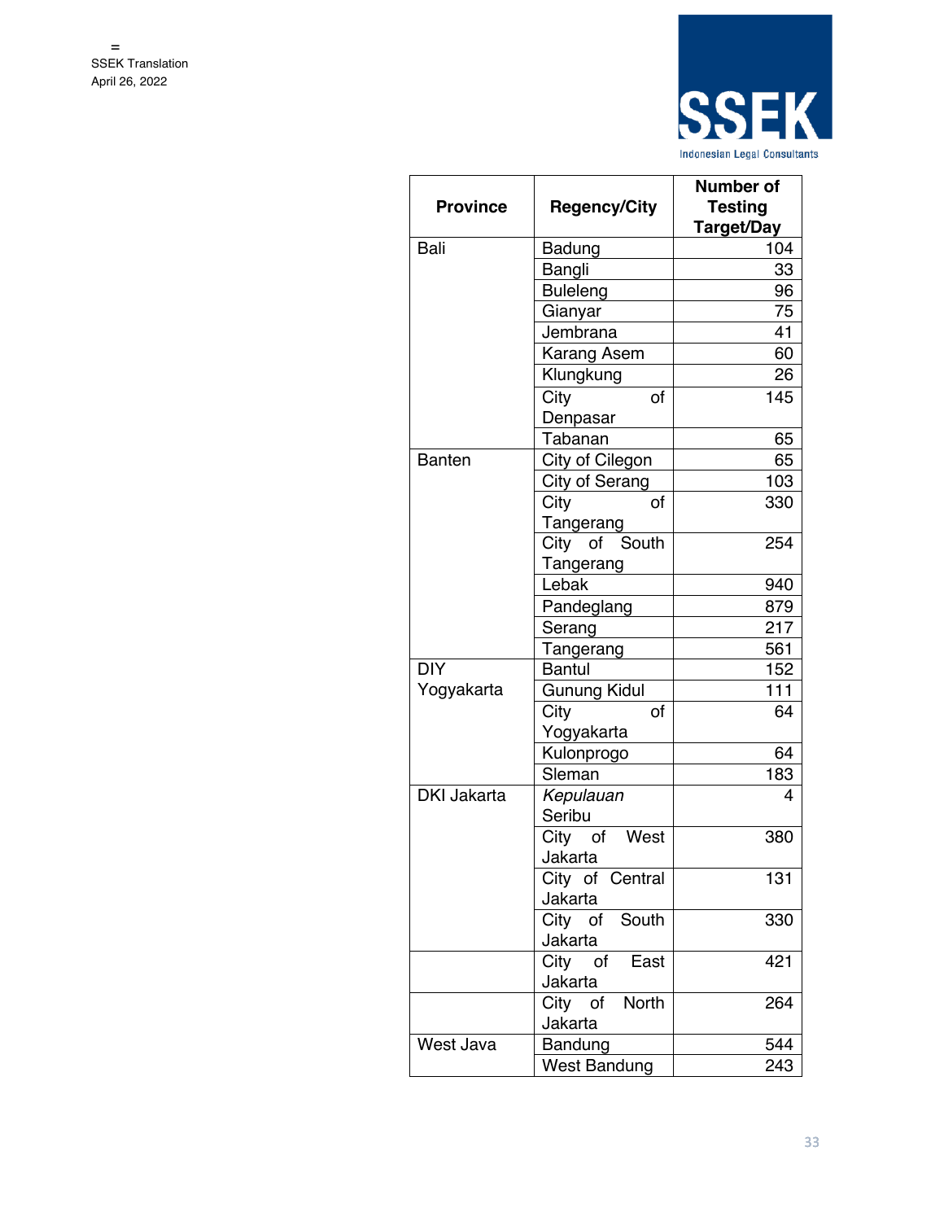| Province | Regency/City | Number of Testing Target/Day |
|---|---|---|
| Bali | Badung | 104 |
| | Bangli | 33 |
| | Buleleng | 96 |
| | Gianyar | 75 |
| | Jembrana | 41 |
| | Karang Asem | 60 |
| | Klungkung | 26 |
| | City of Denpasar | 145 |
| | Tabanan | 65 |
| Banten | City of Cilegon | 65 |
| | City of Serang | 103 |
| | City of Tangerang | 330 |
| | City of South Tangerang | 254 |
| | Lebak | 940 |
| | Pandeglang | 879 |
| | Serang | 217 |
| | Tangerang | 561 |
| DIY Yogyakarta | Bantul | 152 |
| | Gunung Kidul | 111 |
| | City of Yogyakarta | 64 |
| | Kulonprogo | 64 |
| | Sleman | 183 |
| DKI Jakarta | *Kepulauan* Seribu | 4 |
| | City of West Jakarta | 380 |
| | City of Central Jakarta | 131 |
| | City of South Jakarta | 330 |
| | City of East Jakarta | 421 |
| | City of North Jakarta | 264 |
| West Java | Bandung | 544 |
| | West Bandung | 243 |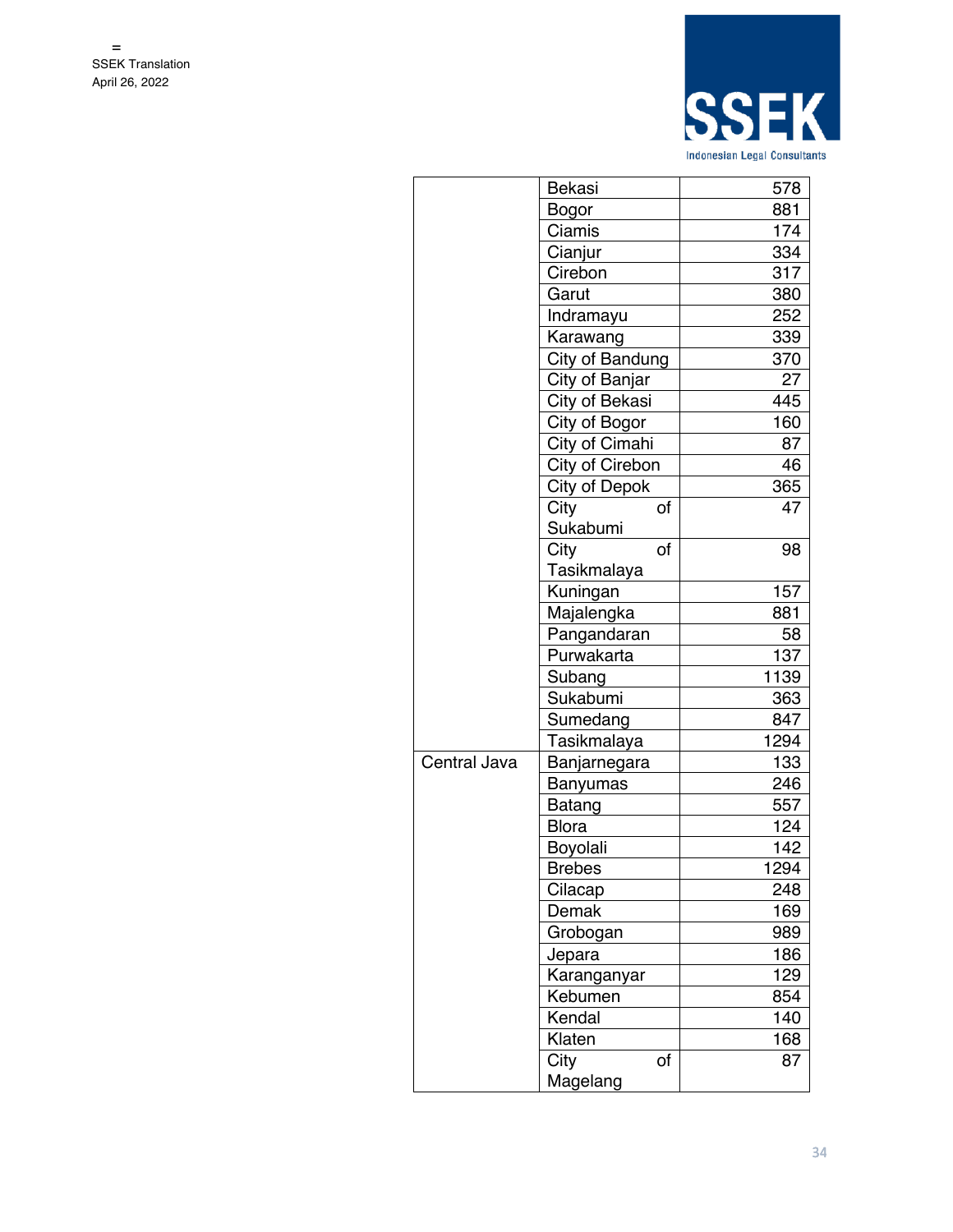| | | |
|---|---|---|
| | Bekasi | 578 |
| | Bogor | 881 |
| | Ciamis | 174 |
| | Cianjur | 334 |
| | Cirebon | 317 |
| | Garut | 380 |
| | Indramayu | 252 |
| | Karawang | 339 |
| | City of Bandung | 370 |
| | City of Banjar | 27 |
| | City of Bekasi | 445 |
| | City of Bogor | 160 |
| | City of Cimahi | 87 |
| | City of Cirebon | 46 |
| | City of Depok | 365 |
| | City of Sukabumi | 47 |
| | City of Tasikmalaya | 98 |
| | Kuningan | 157 |
| | Majalengka | 881 |
| | Pangandaran | 58 |
| | Purwakarta | 137 |
| | Subang | 1139 |
| | Sukabumi | 363 |
| | Sumedang | 847 |
| | Tasikmalaya | 1294 |
| Central Java | Banjarnegara | 133 |
| | Banyumas | 246 |
| | Batang | 557 |
| | Blora | 124 |
| | Boyolali | 142 |
| | Brebes | 1294 |
| | Cilacap | 248 |
| | Demak | 169 |
| | Grobogan | 989 |
| | Jepara | 186 |
| | Karanganyar | 129 |
| | Kebumen | 854 |
| | Kendal | 140 |
| | Klaten | 168 |
| | City of Magelang | 87 |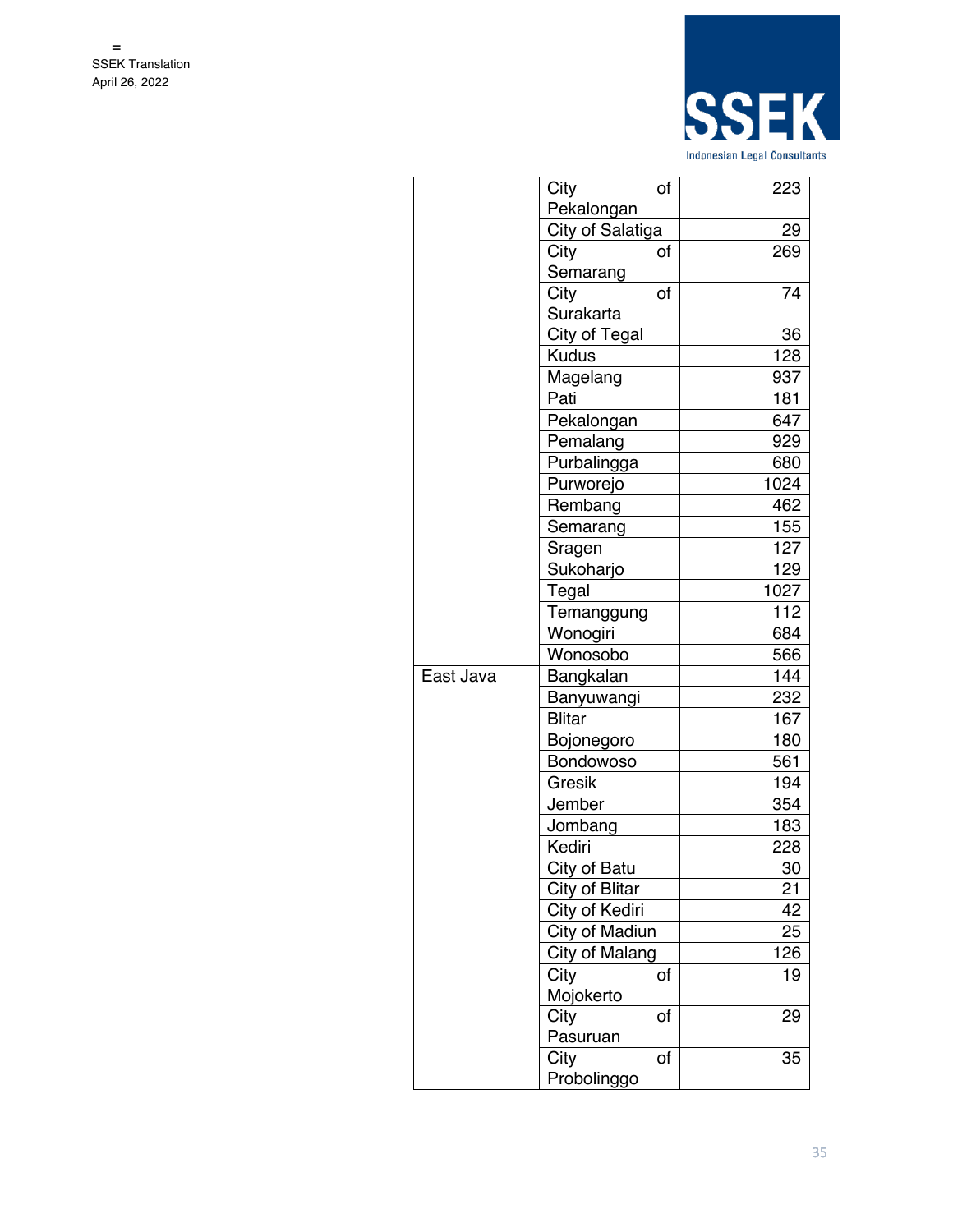| | | |
|---|---|---|
| | City of Pekalongan | 223 |
| | City of Salatiga | 29 |
| | City of Semarang | 269 |
| | City of Surakarta | 74 |
| | City of Tegal | 36 |
| | Kudus | 128 |
| | Magelang | 937 |
| | Pati | 181 |
| | Pekalongan | 647 |
| | Pemalang | 929 |
| | Purbalingga | 680 |
| | Purworejo | 1024 |
| | Rembang | 462 |
| | Semarang | 155 |
| | Sragen | 127 |
| | Sukoharjo | 129 |
| | Tegal | 1027 |
| | Temanggung | 112 |
| | Wonogiri | 684 |
| | Wonosobo | 566 |
| East Java | Bangkalan | 144 |
| | Banyuwangi | 232 |
| | Blitar | 167 |
| | Bojonegoro | 180 |
| | Bondowoso | 561 |
| | Gresik | 194 |
| | Jember | 354 |
| | Jombang | 183 |
| | Kediri | 228 |
| | City of Batu | 30 |
| | City of Blitar | 21 |
| | City of Kediri | 42 |
| | City of Madiun | 25 |
| | City of Malang | 126 |
| | City of Mojokerto | 19 |
| | City of Pasuruan | 29 |
| | City of Probolinggo | 35 |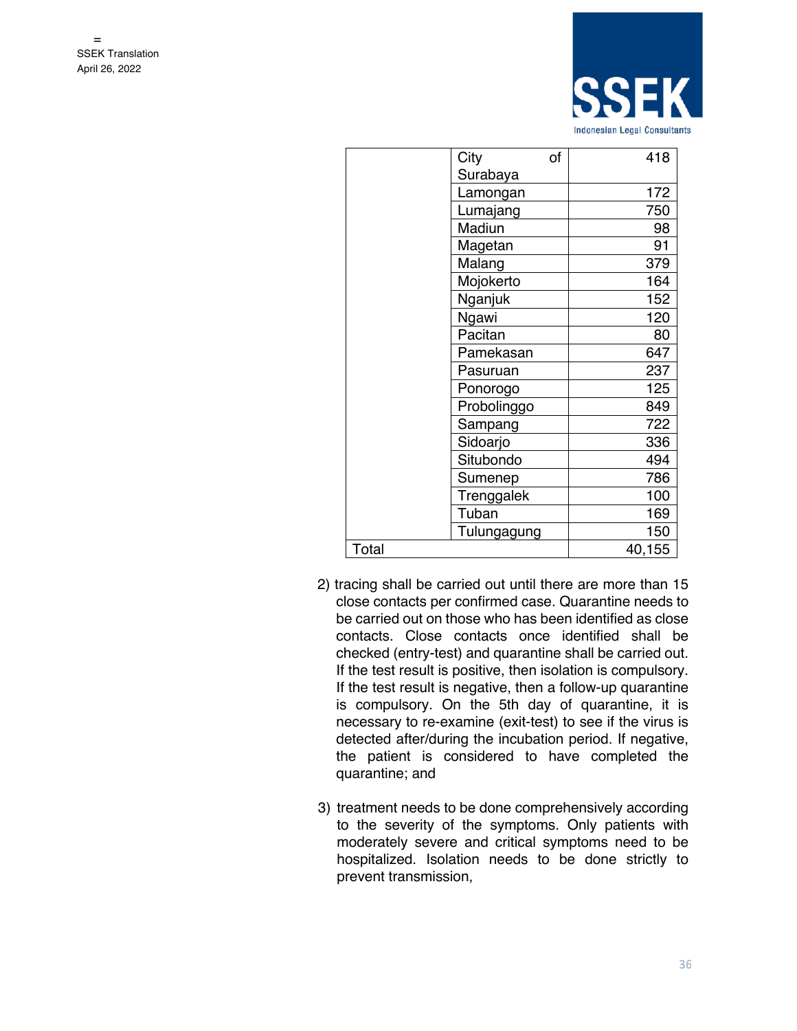| | | |
|---|---|---|
| | City of Surabaya | 418 |
| | Lamongan | 172 |
| | Lumajang | 750 |
| | Madiun | 98 |
| | Magetan | 91 |
| | Malang | 379 |
| | Mojokerto | 164 |
| | Nganjuk | 152 |
| | Ngawi | 120 |
| | Pacitan | 80 |
| | Pamekasan | 647 |
| | Pasuruan | 237 |
| | Ponorogo | 125 |
| | Probolinggo | 849 |
| | Sampang | 722 |
| | Sidoarjo | 336 |
| | Situbondo | 494 |
| | Sumenep | 786 |
| | Trenggalek | 100 |
| | Tuban | 169 |
| | Tulungagung | 150 |
| Total | | 40,155 |

2) tracing shall be carried out until there are more than 15 close contacts per confirmed case. Quarantine needs to be carried out on those who has been identified as close contacts. Close contacts once identified shall be checked (entry-test) and quarantine shall be carried out. If the test result is positive, then isolation is compulsory. If the test result is negative, then a follow-up quarantine is compulsory. On the 5th day of quarantine, it is necessary to re-examine (exit-test) to see if the virus is detected after/during the incubation period. If negative, the patient is considered to have completed the quarantine; and

3) treatment needs to be done comprehensively according to the severity of the symptoms. Only patients with moderately severe and critical symptoms need to be hospitalized. Isolation needs to be done strictly to prevent transmission,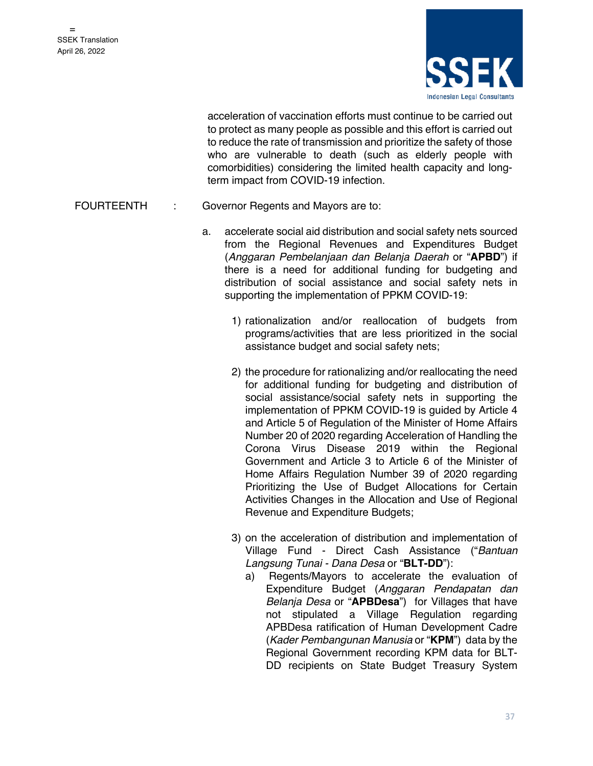acceleration of vaccination efforts must continue to be carried out to protect as many people as possible and this effort is carried out to reduce the rate of transmission and prioritize the safety of those who are vulnerable to death (such as elderly people with comorbidities) considering the limited health capacity and long-term impact from COVID-19 infection.

FOURTEENTH : Governor Regents and Mayors are to:

a. accelerate social aid distribution and social safety nets sourced from the Regional Revenues and Expenditures Budget (*Anggaran Pembelanjaan dan Belanja Daerah* or "**APBD**") if there is a need for additional funding for budgeting and distribution of social assistance and social safety nets in supporting the implementation of PPKM COVID-19:

   1) rationalization and/or reallocation of budgets from programs/activities that are less prioritized in the social assistance budget and social safety nets;

   2) the procedure for rationalizing and/or reallocating the need for additional funding for budgeting and distribution of social assistance/social safety nets in supporting the implementation of PPKM COVID-19 is guided by Article 4 and Article 5 of Regulation of the Minister of Home Affairs Number 20 of 2020 regarding Acceleration of Handling the Corona Virus Disease 2019 within the Regional Government and Article 3 to Article 6 of the Minister of Home Affairs Regulation Number 39 of 2020 regarding Prioritizing the Use of Budget Allocations for Certain Activities Changes in the Allocation and Use of Regional Revenue and Expenditure Budgets;

   3) on the acceleration of distribution and implementation of Village Fund - Direct Cash Assistance ("*Bantuan Langsung Tunai - Dana Desa* or "**BLT-DD**"):

      a) Regents/Mayors to accelerate the evaluation of Expenditure Budget (*Anggaran Pendapatan dan Belanja Desa* or "**APBDesa**") for Villages that have not stipulated a Village Regulation regarding APBDesa ratification of Human Development Cadre (*Kader Pembangunan Manusia* or "**KPM**") data by the Regional Government recording KPM data for BLT-DD recipients on State Budget Treasury System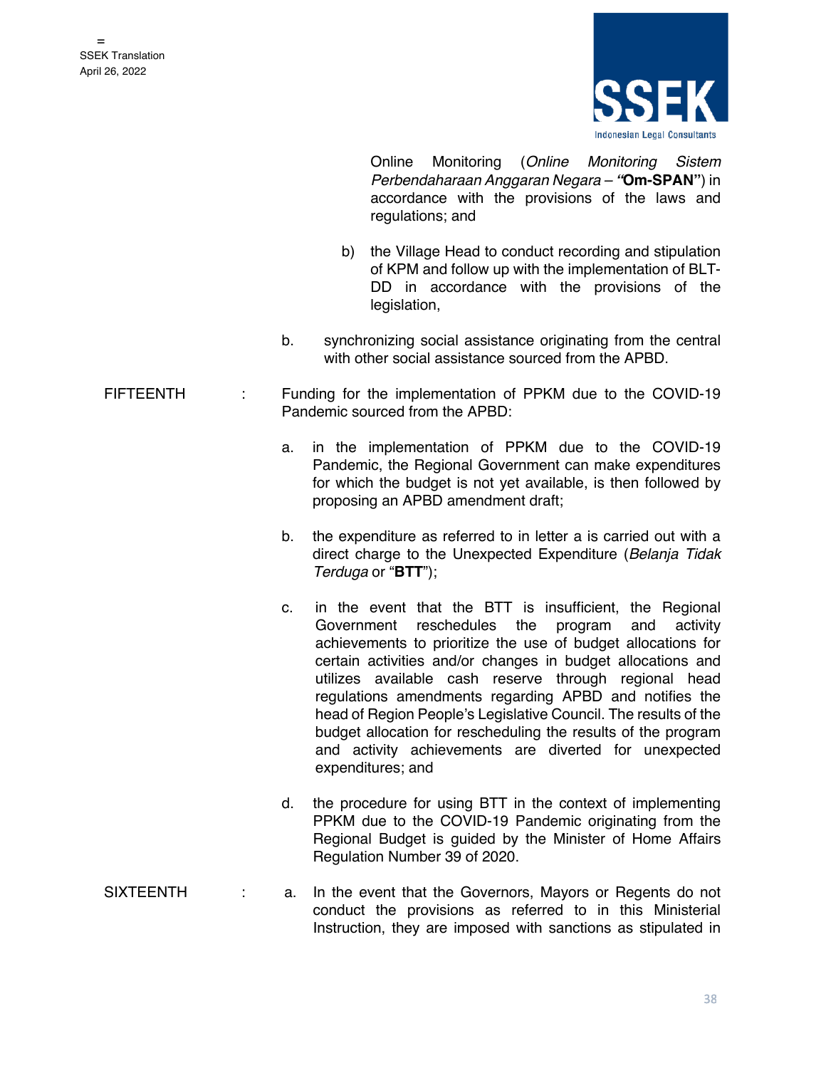Online Monitoring (*Online Monitoring Sistem Perbendaharaan Anggaran Negara* – **"Om-SPAN"**) in accordance with the provisions of the laws and regulations; and

b) the Village Head to conduct recording and stipulation of KPM and follow up with the implementation of BLT-DD in accordance with the provisions of the legislation,

b. synchronizing social assistance originating from the central with other social assistance sourced from the APBD.

FIFTEENTH : Funding for the implementation of PPKM due to the COVID-19 Pandemic sourced from the APBD:

a. in the implementation of PPKM due to the COVID-19 Pandemic, the Regional Government can make expenditures for which the budget is not yet available, is then followed by proposing an APBD amendment draft;

b. the expenditure as referred to in letter a is carried out with a direct charge to the Unexpected Expenditure (*Belanja Tidak Terduga* or "**BTT**");

c. in the event that the BTT is insufficient, the Regional Government reschedules the program and activity achievements to prioritize the use of budget allocations for certain activities and/or changes in budget allocations and utilizes available cash reserve through regional head regulations amendments regarding APBD and notifies the head of Region People's Legislative Council. The results of the budget allocation for rescheduling the results of the program and activity achievements are diverted for unexpected expenditures; and

d. the procedure for using BTT in the context of implementing PPKM due to the COVID-19 Pandemic originating from the Regional Budget is guided by the Minister of Home Affairs Regulation Number 39 of 2020.

SIXTEENTH : a. In the event that the Governors, Mayors or Regents do not conduct the provisions as referred to in this Ministerial Instruction, they are imposed with sanctions as stipulated in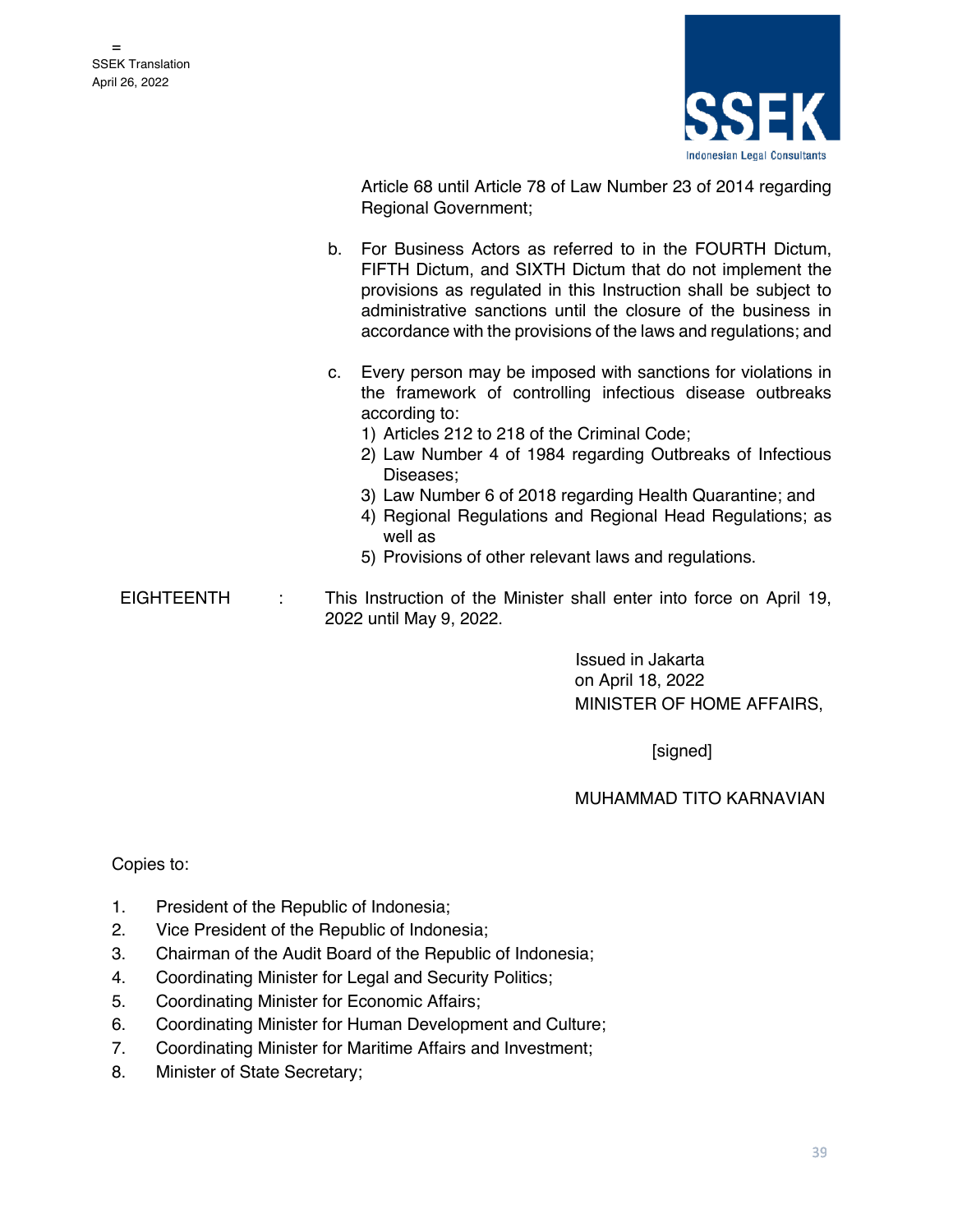Article 68 until Article 78 of Law Number 23 of 2014 regarding Regional Government;

b. For Business Actors as referred to in the FOURTH Dictum, FIFTH Dictum, and SIXTH Dictum that do not implement the provisions as regulated in this Instruction shall be subject to administrative sanctions until the closure of the business in accordance with the provisions of the laws and regulations; and

c. Every person may be imposed with sanctions for violations in the framework of controlling infectious disease outbreaks according to:
   1) Articles 212 to 218 of the Criminal Code;
   2) Law Number 4 of 1984 regarding Outbreaks of Infectious Diseases;
   3) Law Number 6 of 2018 regarding Health Quarantine; and
   4) Regional Regulations and Regional Head Regulations; as well as
   5) Provisions of other relevant laws and regulations.

EIGHTEENTH : This Instruction of the Minister shall enter into force on April 19, 2022 until May 9, 2022.

Issued in Jakarta
on April 18, 2022
MINISTER OF HOME AFFAIRS,

[signed]

MUHAMMAD TITO KARNAVIAN

Copies to:

1. President of the Republic of Indonesia;
2. Vice President of the Republic of Indonesia;
3. Chairman of the Audit Board of the Republic of Indonesia;
4. Coordinating Minister for Legal and Security Politics;
5. Coordinating Minister for Economic Affairs;
6. Coordinating Minister for Human Development and Culture;
7. Coordinating Minister for Maritime Affairs and Investment;
8. Minister of State Secretary;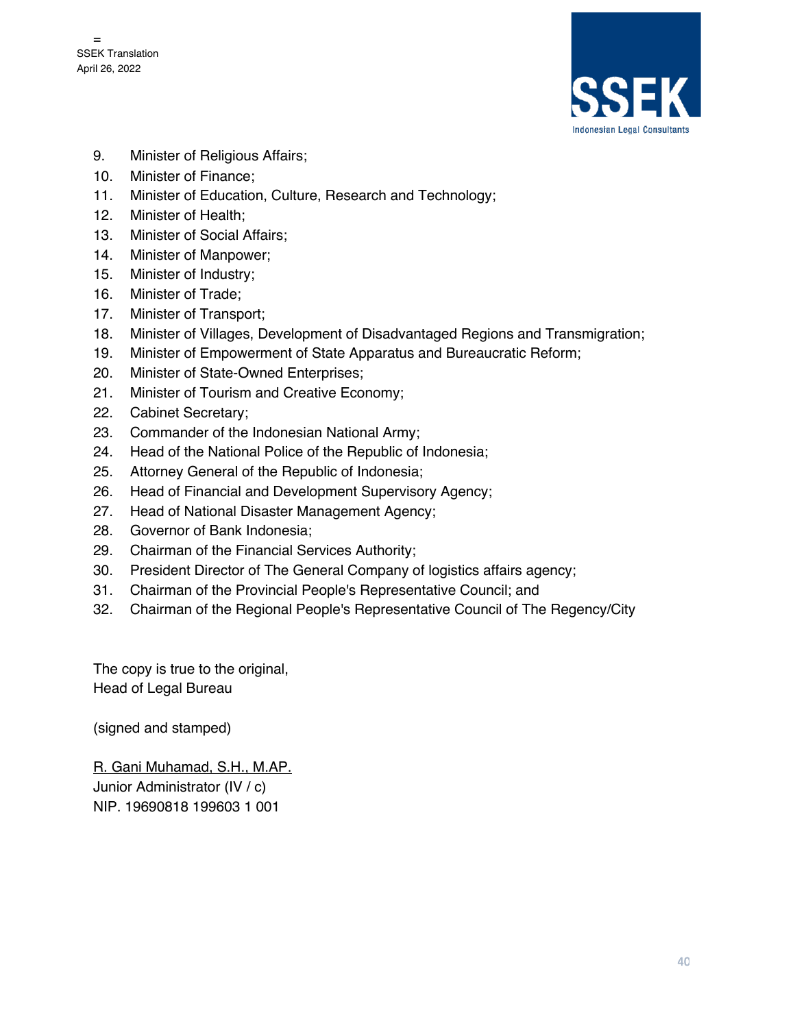9. Minister of Religious Affairs;
10. Minister of Finance;
11. Minister of Education, Culture, Research and Technology;
12. Minister of Health;
13. Minister of Social Affairs;
14. Minister of Manpower;
15. Minister of Industry;
16. Minister of Trade;
17. Minister of Transport;
18. Minister of Villages, Development of Disadvantaged Regions and Transmigration;
19. Minister of Empowerment of State Apparatus and Bureaucratic Reform;
20. Minister of State-Owned Enterprises;
21. Minister of Tourism and Creative Economy;
22. Cabinet Secretary;
23. Commander of the Indonesian National Army;
24. Head of the National Police of the Republic of Indonesia;
25. Attorney General of the Republic of Indonesia;
26. Head of Financial and Development Supervisory Agency;
27. Head of National Disaster Management Agency;
28. Governor of Bank Indonesia;
29. Chairman of the Financial Services Authority;
30. President Director of The General Company of logistics affairs agency;
31. Chairman of the Provincial People's Representative Council; and
32. Chairman of the Regional People's Representative Council of The Regency/City

The copy is true to the original,
Head of Legal Bureau

(signed and stamped)

R. Gani Muhamad, S.H., M.AP.
Junior Administrator (IV / c)
NIP. 19690818 199603 1 001